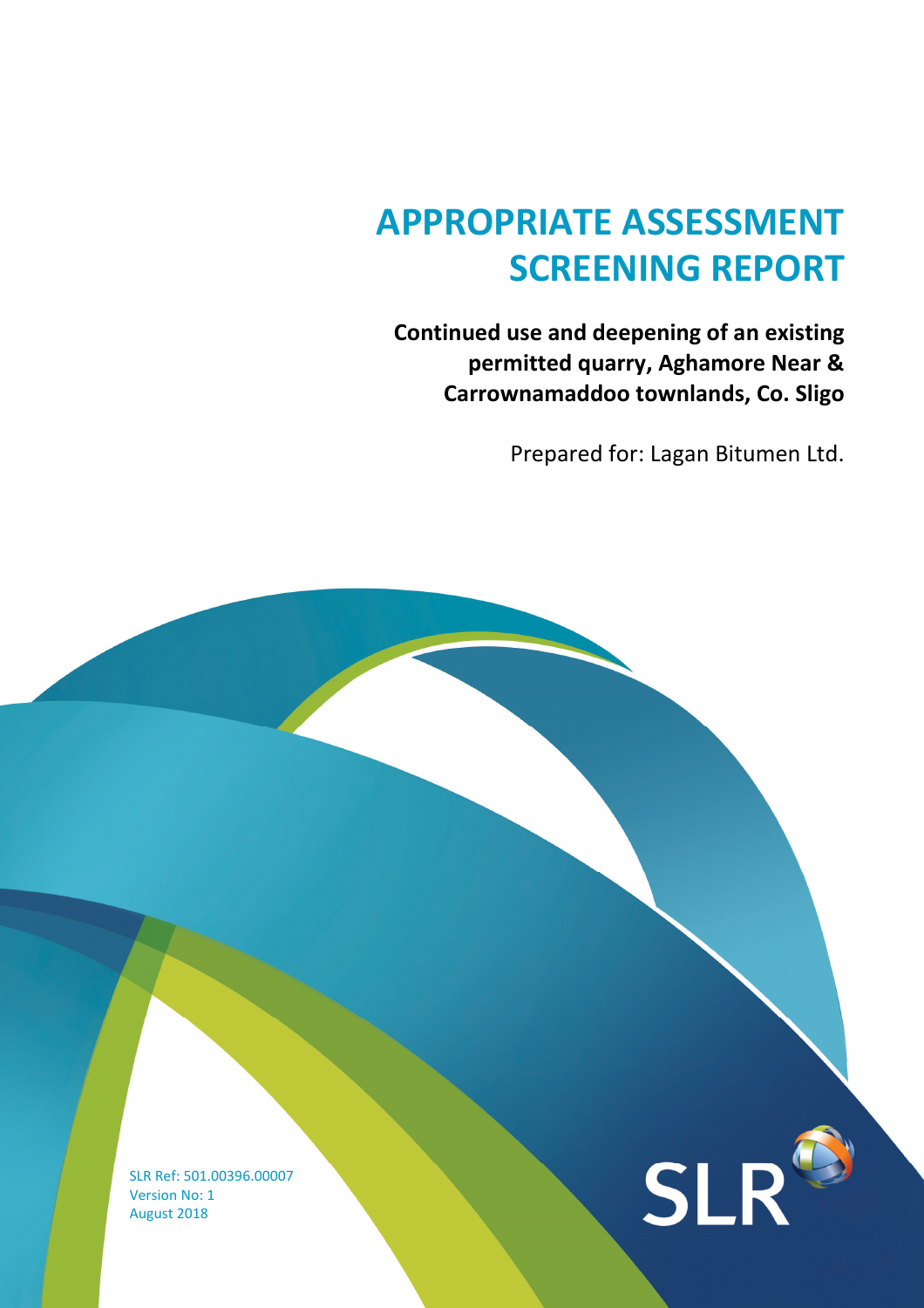# APPROPRIATE ASSESSMENT SCREENING REPORT

**Continued use and deepening of an existing permitted quarry, Aghamore Near & Carrownamaddoo townlands, Co. Sligo**

Prepared for: Lagan Bitumen Ltd.

SLR Ref: 501.00396.00007
Version No: 1
August 2018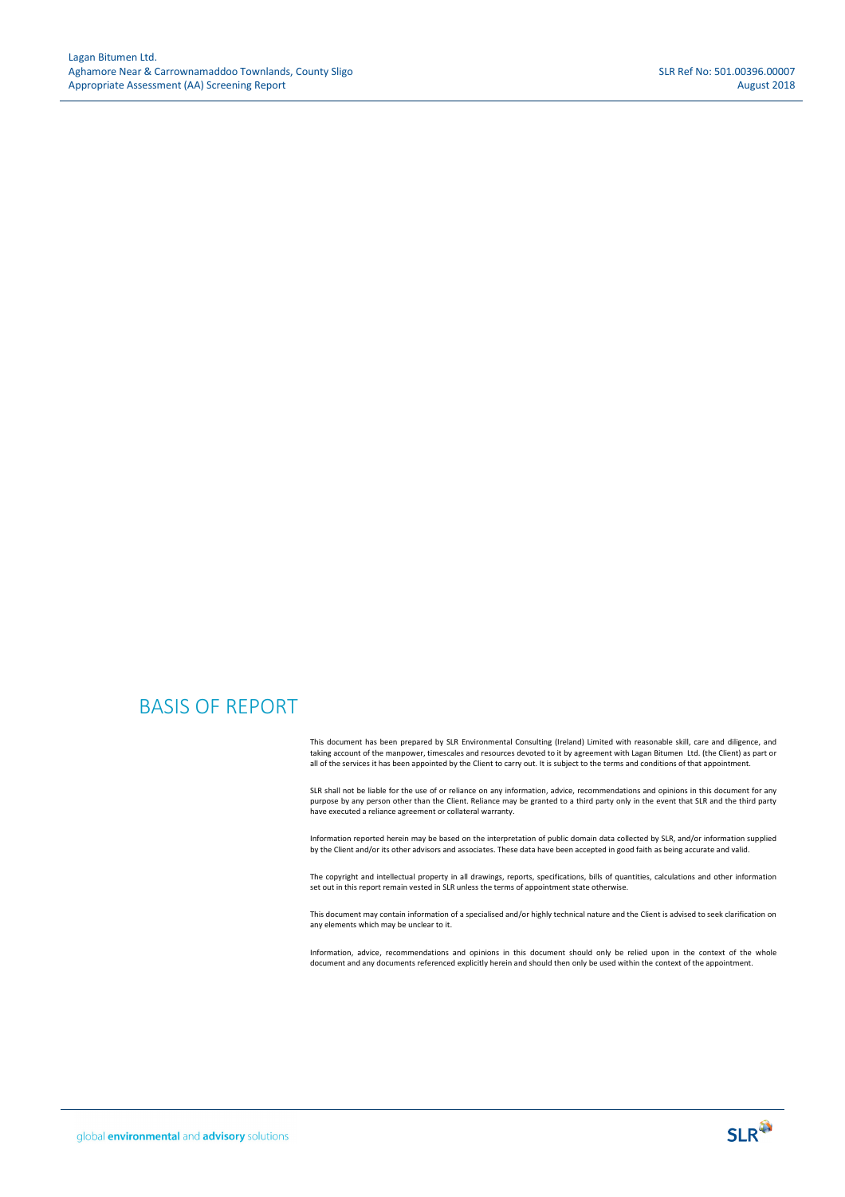# BASIS OF REPORT

This document has been prepared by SLR Environmental Consulting (Ireland) Limited with reasonable skill, care and diligence, and taking account of the manpower, timescales and resources devoted to it by agreement with Lagan Bitumen Ltd. (the Client) as part or all of the services it has been appointed by the Client to carry out. It is subject to the terms and conditions of that appointment.

SLR shall not be liable for the use of or reliance on any information, advice, recommendations and opinions in this document for any purpose by any person other than the Client. Reliance may be granted to a third party only in the event that SLR and the third party have executed a reliance agreement or collateral warranty.

Information reported herein may be based on the interpretation of public domain data collected by SLR, and/or information supplied by the Client and/or its other advisors and associates. These data have been accepted in good faith as being accurate and valid.

The copyright and intellectual property in all drawings, reports, specifications, bills of quantities, calculations and other information set out in this report remain vested in SLR unless the terms of appointment state otherwise.

This document may contain information of a specialised and/or highly technical nature and the Client is advised to seek clarification on any elements which may be unclear to it.

Information, advice, recommendations and opinions in this document should only be relied upon in the context of the whole document and any documents referenced explicitly herein and should then only be used within the context of the appointment.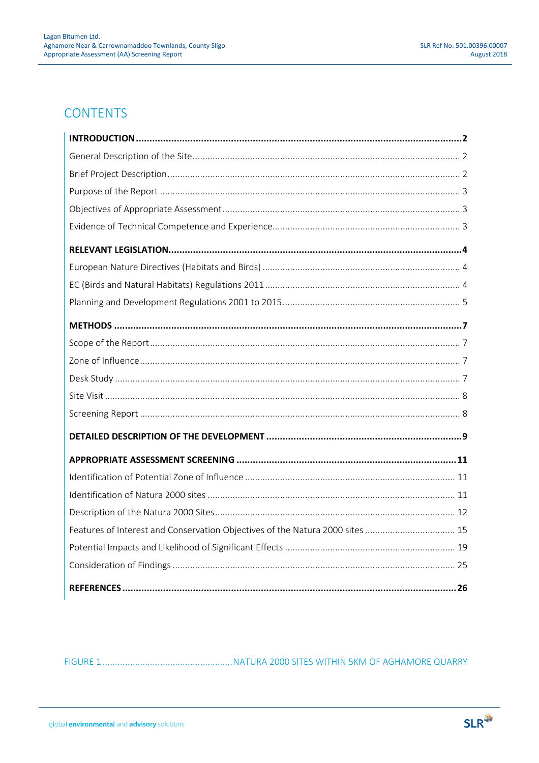# CONTENTS

| | |
|---|---|
| **INTRODUCTION** | **2** |
| General Description of the Site | 2 |
| Brief Project Description | 2 |
| Purpose of the Report | 3 |
| Objectives of Appropriate Assessment | 3 |
| Evidence of Technical Competence and Experience | 3 |
| **RELEVANT LEGISLATION** | **4** |
| European Nature Directives (Habitats and Birds) | 4 |
| EC (Birds and Natural Habitats) Regulations 2011 | 4 |
| Planning and Development Regulations 2001 to 2015 | 5 |
| **METHODS** | **7** |
| Scope of the Report | 7 |
| Zone of Influence | 7 |
| Desk Study | 7 |
| Site Visit | 8 |
| Screening Report | 8 |
| **DETAILED DESCRIPTION OF THE DEVELOPMENT** | **9** |
| **APPROPRIATE ASSESSMENT SCREENING** | **11** |
| Identification of Potential Zone of Influence | 11 |
| Identification of Natura 2000 sites | 11 |
| Description of the Natura 2000 Sites | 12 |
| Features of Interest and Conservation Objectives of the Natura 2000 sites | 15 |
| Potential Impacts and Likelihood of Significant Effects | 19 |
| Consideration of Findings | 25 |
| **REFERENCES** | **26** |

FIGURE 1 ........................................ NATURA 2000 SITES WITHIN 5KM OF AGHAMORE QUARRY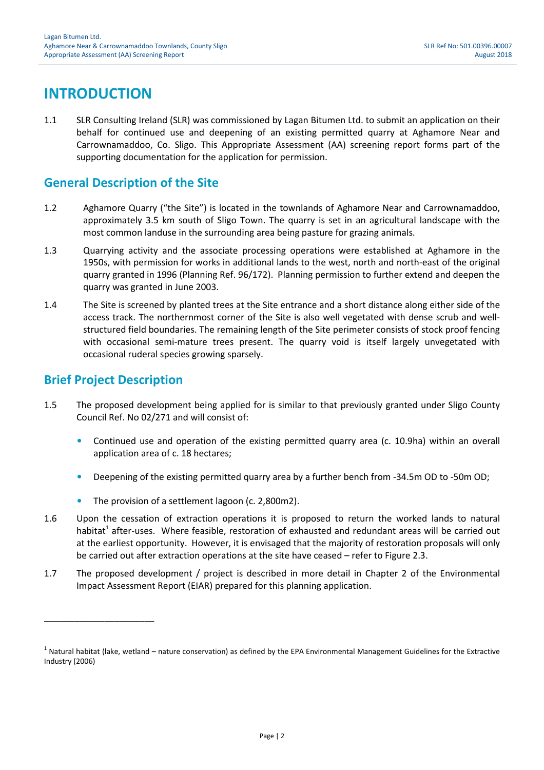# INTRODUCTION

1.1 SLR Consulting Ireland (SLR) was commissioned by Lagan Bitumen Ltd. to submit an application on their behalf for continued use and deepening of an existing permitted quarry at Aghamore Near and Carrownamaddoo, Co. Sligo. This Appropriate Assessment (AA) screening report forms part of the supporting documentation for the application for permission.

## General Description of the Site

1.2 Aghamore Quarry ("the Site") is located in the townlands of Aghamore Near and Carrownamaddoo, approximately 3.5 km south of Sligo Town. The quarry is set in an agricultural landscape with the most common landuse in the surrounding area being pasture for grazing animals.

1.3 Quarrying activity and the associate processing operations were established at Aghamore in the 1950s, with permission for works in additional lands to the west, north and north-east of the original quarry granted in 1996 (Planning Ref. 96/172). Planning permission to further extend and deepen the quarry was granted in June 2003.

1.4 The Site is screened by planted trees at the Site entrance and a short distance along either side of the access track. The northernmost corner of the Site is also well vegetated with dense scrub and well-structured field boundaries. The remaining length of the Site perimeter consists of stock proof fencing with occasional semi-mature trees present. The quarry void is itself largely unvegetated with occasional ruderal species growing sparsely.

## Brief Project Description

1.5 The proposed development being applied for is similar to that previously granted under Sligo County Council Ref. No 02/271 and will consist of:

- Continued use and operation of the existing permitted quarry area (c. 10.9ha) within an overall application area of c. 18 hectares;
- Deepening of the existing permitted quarry area by a further bench from -34.5m OD to -50m OD;
- The provision of a settlement lagoon (c. 2,800m2).

1.6 Upon the cessation of extraction operations it is proposed to return the worked lands to natural habitat[1] after-uses. Where feasible, restoration of exhausted and redundant areas will be carried out at the earliest opportunity. However, it is envisaged that the majority of restoration proposals will only be carried out after extraction operations at the site have ceased – refer to Figure 2.3.

1.7 The proposed development / project is described in more detail in Chapter 2 of the Environmental Impact Assessment Report (EIAR) prepared for this planning application.

---

[1] Natural habitat (lake, wetland – nature conservation) as defined by the EPA Environmental Management Guidelines for the Extractive Industry (2006)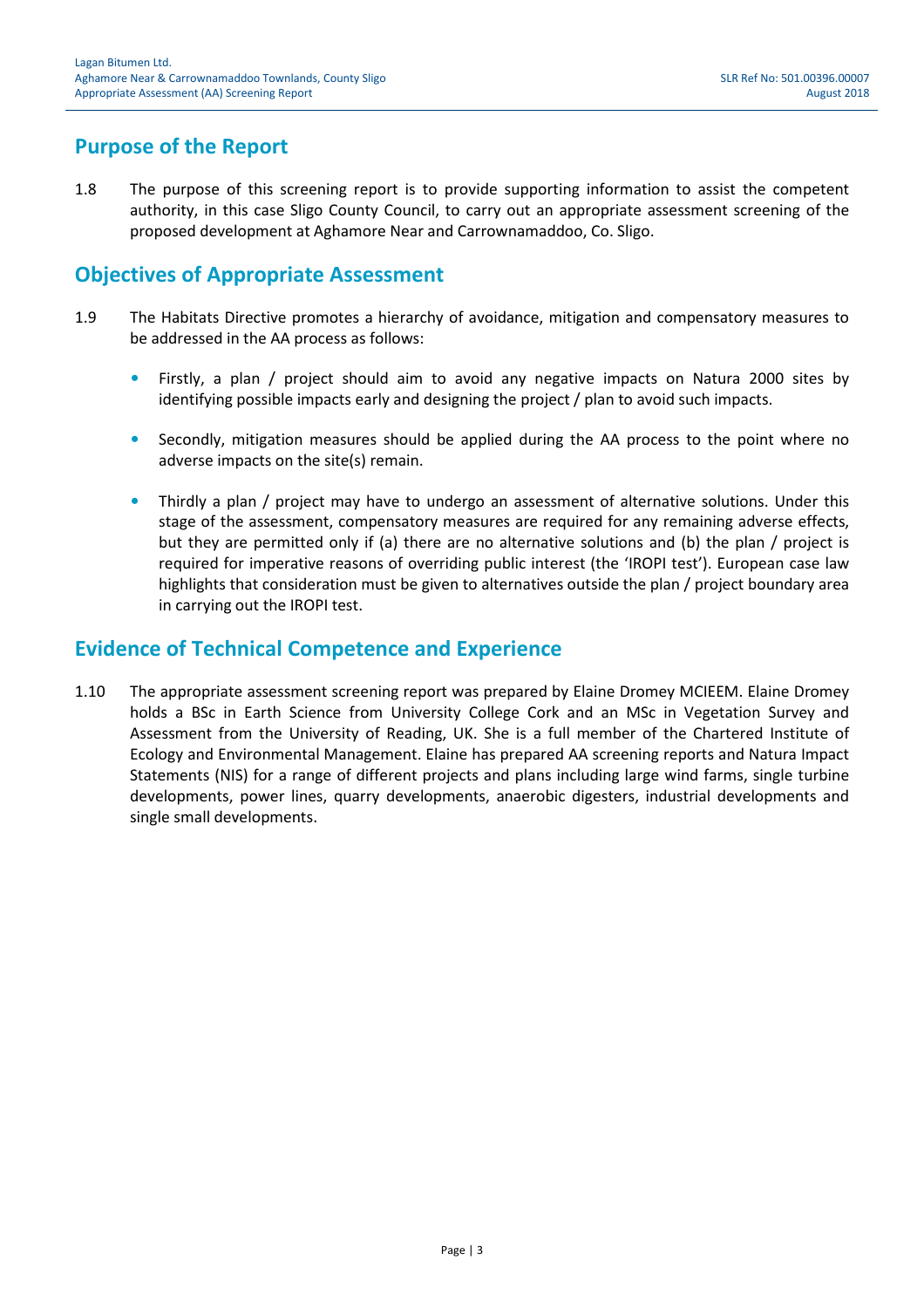## Purpose of the Report

1.8 The purpose of this screening report is to provide supporting information to assist the competent authority, in this case Sligo County Council, to carry out an appropriate assessment screening of the proposed development at Aghamore Near and Carrownamaddoo, Co. Sligo.

## Objectives of Appropriate Assessment

1.9 The Habitats Directive promotes a hierarchy of avoidance, mitigation and compensatory measures to be addressed in the AA process as follows:

- Firstly, a plan / project should aim to avoid any negative impacts on Natura 2000 sites by identifying possible impacts early and designing the project / plan to avoid such impacts.
- Secondly, mitigation measures should be applied during the AA process to the point where no adverse impacts on the site(s) remain.
- Thirdly a plan / project may have to undergo an assessment of alternative solutions. Under this stage of the assessment, compensatory measures are required for any remaining adverse effects, but they are permitted only if (a) there are no alternative solutions and (b) the plan / project is required for imperative reasons of overriding public interest (the 'IROPI test'). European case law highlights that consideration must be given to alternatives outside the plan / project boundary area in carrying out the IROPI test.

## Evidence of Technical Competence and Experience

1.10 The appropriate assessment screening report was prepared by Elaine Dromey MCIEEM. Elaine Dromey holds a BSc in Earth Science from University College Cork and an MSc in Vegetation Survey and Assessment from the University of Reading, UK. She is a full member of the Chartered Institute of Ecology and Environmental Management. Elaine has prepared AA screening reports and Natura Impact Statements (NIS) for a range of different projects and plans including large wind farms, single turbine developments, power lines, quarry developments, anaerobic digesters, industrial developments and single small developments.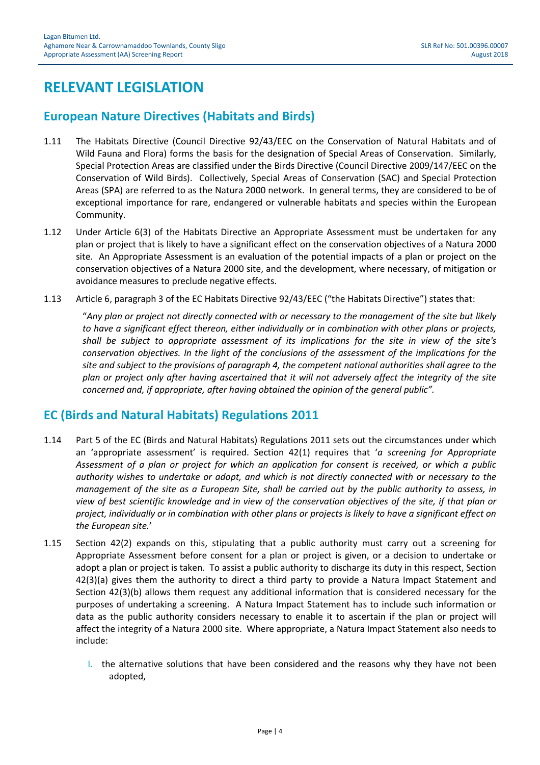# RELEVANT LEGISLATION

## European Nature Directives (Habitats and Birds)

1.11 The Habitats Directive (Council Directive 92/43/EEC on the Conservation of Natural Habitats and of Wild Fauna and Flora) forms the basis for the designation of Special Areas of Conservation. Similarly, Special Protection Areas are classified under the Birds Directive (Council Directive 2009/147/EEC on the Conservation of Wild Birds). Collectively, Special Areas of Conservation (SAC) and Special Protection Areas (SPA) are referred to as the Natura 2000 network. In general terms, they are considered to be of exceptional importance for rare, endangered or vulnerable habitats and species within the European Community.

1.12 Under Article 6(3) of the Habitats Directive an Appropriate Assessment must be undertaken for any plan or project that is likely to have a significant effect on the conservation objectives of a Natura 2000 site. An Appropriate Assessment is an evaluation of the potential impacts of a plan or project on the conservation objectives of a Natura 2000 site, and the development, where necessary, of mitigation or avoidance measures to preclude negative effects.

1.13 Article 6, paragraph 3 of the EC Habitats Directive 92/43/EEC ("the Habitats Directive") states that:

> "*Any plan or project not directly connected with or necessary to the management of the site but likely to have a significant effect thereon, either individually or in combination with other plans or projects, shall be subject to appropriate assessment of its implications for the site in view of the site's conservation objectives. In the light of the conclusions of the assessment of the implications for the site and subject to the provisions of paragraph 4, the competent national authorities shall agree to the plan or project only after having ascertained that it will not adversely affect the integrity of the site concerned and, if appropriate, after having obtained the opinion of the general public".*

## EC (Birds and Natural Habitats) Regulations 2011

1.14 Part 5 of the EC (Birds and Natural Habitats) Regulations 2011 sets out the circumstances under which an 'appropriate assessment' is required. Section 42(1) requires that '*a screening for Appropriate Assessment of a plan or project for which an application for consent is received, or which a public authority wishes to undertake or adopt, and which is not directly connected with or necessary to the management of the site as a European Site, shall be carried out by the public authority to assess, in view of best scientific knowledge and in view of the conservation objectives of the site, if that plan or project, individually or in combination with other plans or projects is likely to have a significant effect on the European site.*'

1.15 Section 42(2) expands on this, stipulating that a public authority must carry out a screening for Appropriate Assessment before consent for a plan or project is given, or a decision to undertake or adopt a plan or project is taken. To assist a public authority to discharge its duty in this respect, Section 42(3)(a) gives them the authority to direct a third party to provide a Natura Impact Statement and Section 42(3)(b) allows them request any additional information that is considered necessary for the purposes of undertaking a screening. A Natura Impact Statement has to include such information or data as the public authority considers necessary to enable it to ascertain if the plan or project will affect the integrity of a Natura 2000 site. Where appropriate, a Natura Impact Statement also needs to include:

I. the alternative solutions that have been considered and the reasons why they have not been adopted,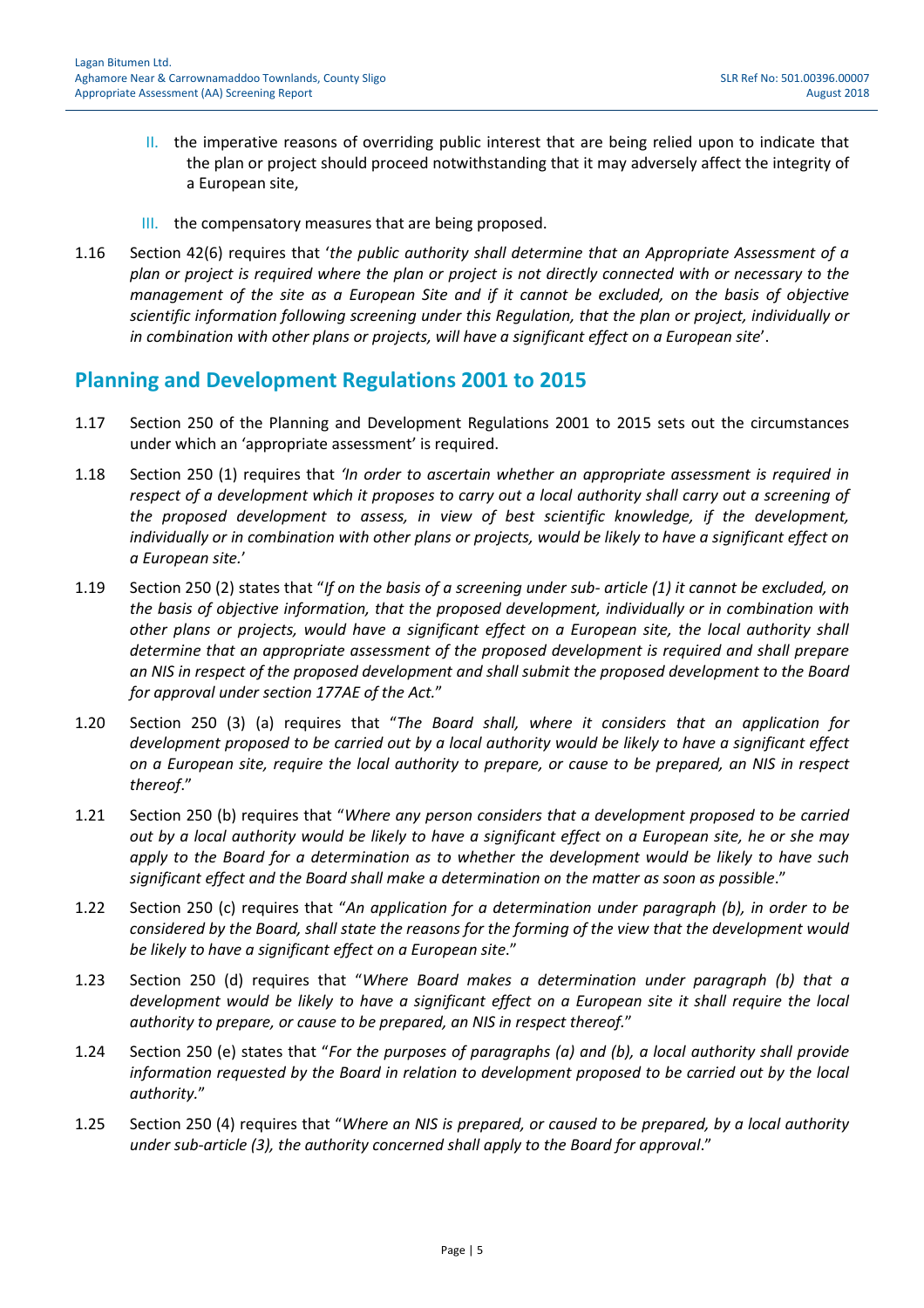II. the imperative reasons of overriding public interest that are being relied upon to indicate that the plan or project should proceed notwithstanding that it may adversely affect the integrity of a European site,

III. the compensatory measures that are being proposed.

1.16 Section 42(6) requires that '*the public authority shall determine that an Appropriate Assessment of a plan or project is required where the plan or project is not directly connected with or necessary to the management of the site as a European Site and if it cannot be excluded, on the basis of objective scientific information following screening under this Regulation, that the plan or project, individually or in combination with other plans or projects, will have a significant effect on a European site*'.

## Planning and Development Regulations 2001 to 2015

1.17 Section 250 of the Planning and Development Regulations 2001 to 2015 sets out the circumstances under which an 'appropriate assessment' is required.

1.18 Section 250 (1) requires that *'In order to ascertain whether an appropriate assessment is required in respect of a development which it proposes to carry out a local authority shall carry out a screening of the proposed development to assess, in view of best scientific knowledge, if the development, individually or in combination with other plans or projects, would be likely to have a significant effect on a European site.*'

1.19 Section 250 (2) states that "*If on the basis of a screening under sub- article (1) it cannot be excluded, on the basis of objective information, that the proposed development, individually or in combination with other plans or projects, would have a significant effect on a European site, the local authority shall determine that an appropriate assessment of the proposed development is required and shall prepare an NIS in respect of the proposed development and shall submit the proposed development to the Board for approval under section 177AE of the Act.*"

1.20 Section 250 (3) (a) requires that "*The Board shall, where it considers that an application for development proposed to be carried out by a local authority would be likely to have a significant effect on a European site, require the local authority to prepare, or cause to be prepared, an NIS in respect thereof*."

1.21 Section 250 (b) requires that "*Where any person considers that a development proposed to be carried out by a local authority would be likely to have a significant effect on a European site, he or she may apply to the Board for a determination as to whether the development would be likely to have such significant effect and the Board shall make a determination on the matter as soon as possible*."

1.22 Section 250 (c) requires that "*An application for a determination under paragraph (b), in order to be considered by the Board, shall state the reasons for the forming of the view that the development would be likely to have a significant effect on a European site*."

1.23 Section 250 (d) requires that "*Where Board makes a determination under paragraph (b) that a development would be likely to have a significant effect on a European site it shall require the local authority to prepare, or cause to be prepared, an NIS in respect thereof.*"

1.24 Section 250 (e) states that "*For the purposes of paragraphs (a) and (b), a local authority shall provide information requested by the Board in relation to development proposed to be carried out by the local authority.*"

1.25 Section 250 (4) requires that "*Where an NIS is prepared, or caused to be prepared, by a local authority under sub-article (3), the authority concerned shall apply to the Board for approval*."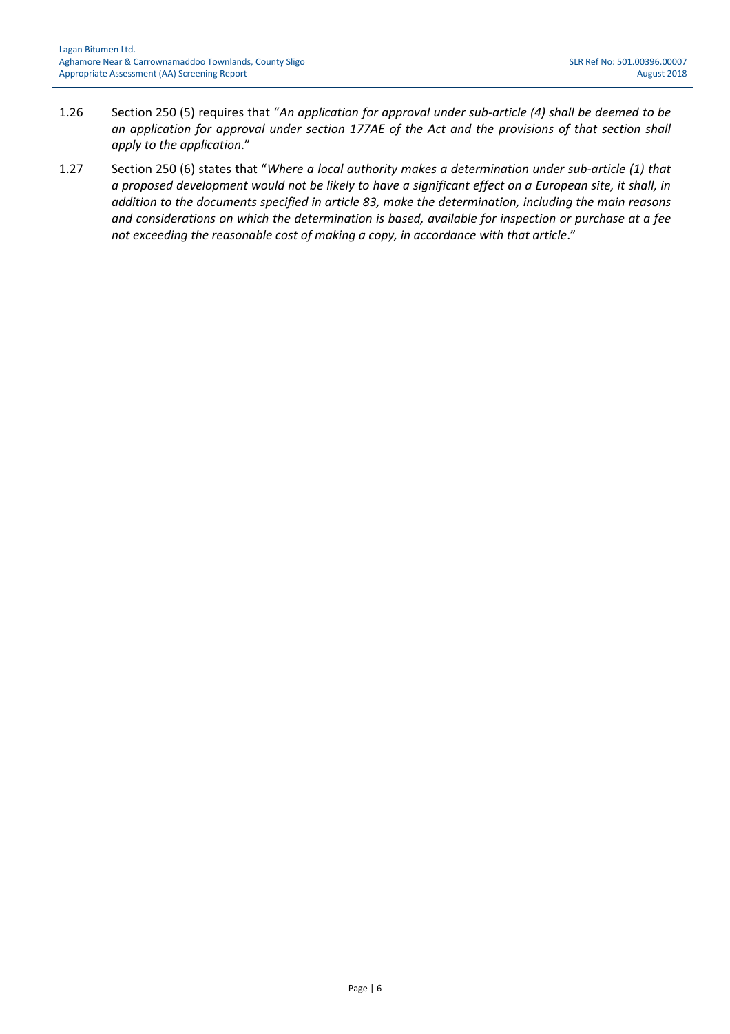1.26 Section 250 (5) requires that "*An application for approval under sub-article (4) shall be deemed to be an application for approval under section 177AE of the Act and the provisions of that section shall apply to the application*."

1.27 Section 250 (6) states that "*Where a local authority makes a determination under sub-article (1) that a proposed development would not be likely to have a significant effect on a European site, it shall, in addition to the documents specified in article 83, make the determination, including the main reasons and considerations on which the determination is based, available for inspection or purchase at a fee not exceeding the reasonable cost of making a copy, in accordance with that article*."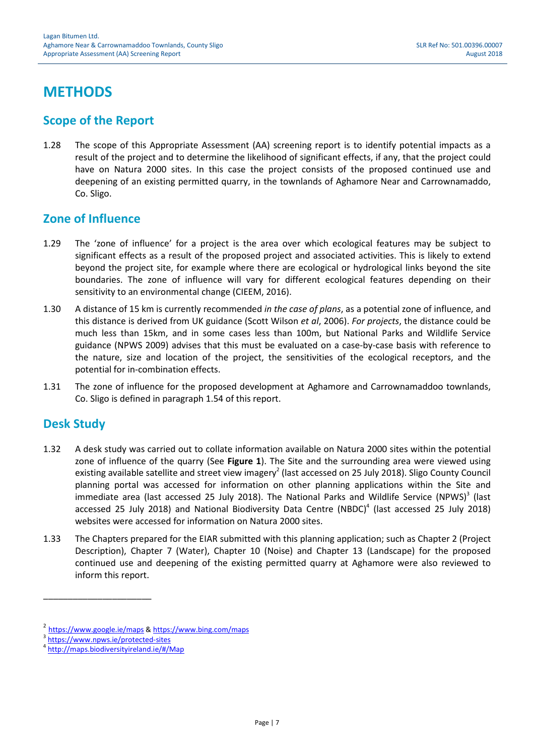# METHODS

## Scope of the Report

1.28 The scope of this Appropriate Assessment (AA) screening report is to identify potential impacts as a result of the project and to determine the likelihood of significant effects, if any, that the project could have on Natura 2000 sites. In this case the project consists of the proposed continued use and deepening of an existing permitted quarry, in the townlands of Aghamore Near and Carrownamaddo, Co. Sligo.

## Zone of Influence

1.29 The 'zone of influence' for a project is the area over which ecological features may be subject to significant effects as a result of the proposed project and associated activities. This is likely to extend beyond the project site, for example where there are ecological or hydrological links beyond the site boundaries. The zone of influence will vary for different ecological features depending on their sensitivity to an environmental change (CIEEM, 2016).

1.30 A distance of 15 km is currently recommended *in the case of plans*, as a potential zone of influence, and this distance is derived from UK guidance (Scott Wilson *et al*, 2006). *For projects*, the distance could be much less than 15km, and in some cases less than 100m, but National Parks and Wildlife Service guidance (NPWS 2009) advises that this must be evaluated on a case-by-case basis with reference to the nature, size and location of the project, the sensitivities of the ecological receptors, and the potential for in-combination effects.

1.31 The zone of influence for the proposed development at Aghamore and Carrownamaddoo townlands, Co. Sligo is defined in paragraph 1.54 of this report.

## Desk Study

1.32 A desk study was carried out to collate information available on Natura 2000 sites within the potential zone of influence of the quarry (See **Figure 1**). The Site and the surrounding area were viewed using existing available satellite and street view imagery[2] (last accessed on 25 July 2018). Sligo County Council planning portal was accessed for information on other planning applications within the Site and immediate area (last accessed 25 July 2018). The National Parks and Wildlife Service (NPWS)[3] (last accessed 25 July 2018) and National Biodiversity Data Centre (NBDC)[4] (last accessed 25 July 2018) websites were accessed for information on Natura 2000 sites.

1.33 The Chapters prepared for the EIAR submitted with this planning application; such as Chapter 2 (Project Description), Chapter 7 (Water), Chapter 10 (Noise) and Chapter 13 (Landscape) for the proposed continued use and deepening of the existing permitted quarry at Aghamore were also reviewed to inform this report.

---

[2] https://www.google.ie/maps & https://www.bing.com/maps

[3] https://www.npws.ie/protected-sites

[4] http://maps.biodiversityireland.ie/#/Map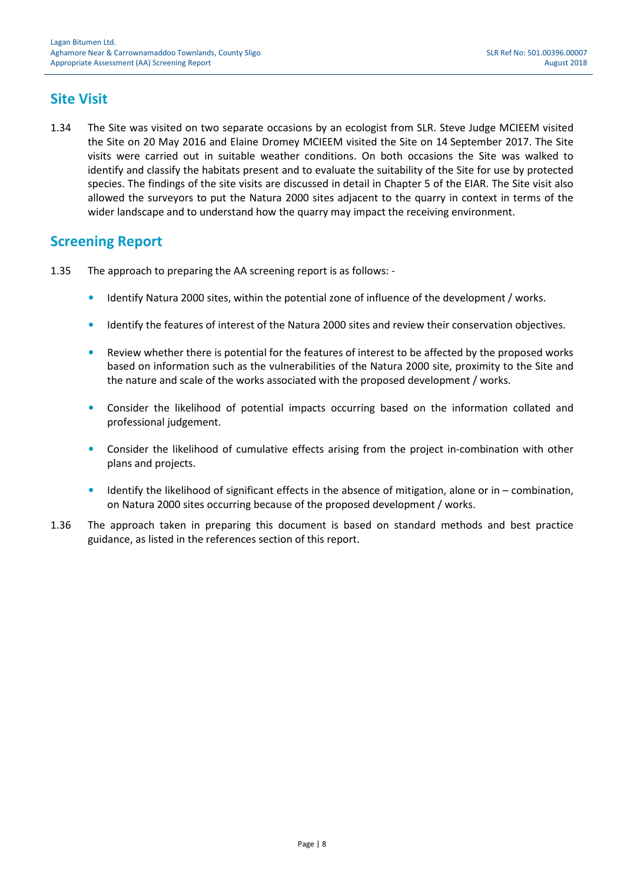## Site Visit

1.34 The Site was visited on two separate occasions by an ecologist from SLR. Steve Judge MCIEEM visited the Site on 20 May 2016 and Elaine Dromey MCIEEM visited the Site on 14 September 2017. The Site visits were carried out in suitable weather conditions. On both occasions the Site was walked to identify and classify the habitats present and to evaluate the suitability of the Site for use by protected species. The findings of the site visits are discussed in detail in Chapter 5 of the EIAR. The Site visit also allowed the surveyors to put the Natura 2000 sites adjacent to the quarry in context in terms of the wider landscape and to understand how the quarry may impact the receiving environment.

## Screening Report

1.35 The approach to preparing the AA screening report is as follows: -

- Identify Natura 2000 sites, within the potential zone of influence of the development / works.
- Identify the features of interest of the Natura 2000 sites and review their conservation objectives.
- Review whether there is potential for the features of interest to be affected by the proposed works based on information such as the vulnerabilities of the Natura 2000 site, proximity to the Site and the nature and scale of the works associated with the proposed development / works.
- Consider the likelihood of potential impacts occurring based on the information collated and professional judgement.
- Consider the likelihood of cumulative effects arising from the project in-combination with other plans and projects.
- Identify the likelihood of significant effects in the absence of mitigation, alone or in – combination, on Natura 2000 sites occurring because of the proposed development / works.

1.36 The approach taken in preparing this document is based on standard methods and best practice guidance, as listed in the references section of this report.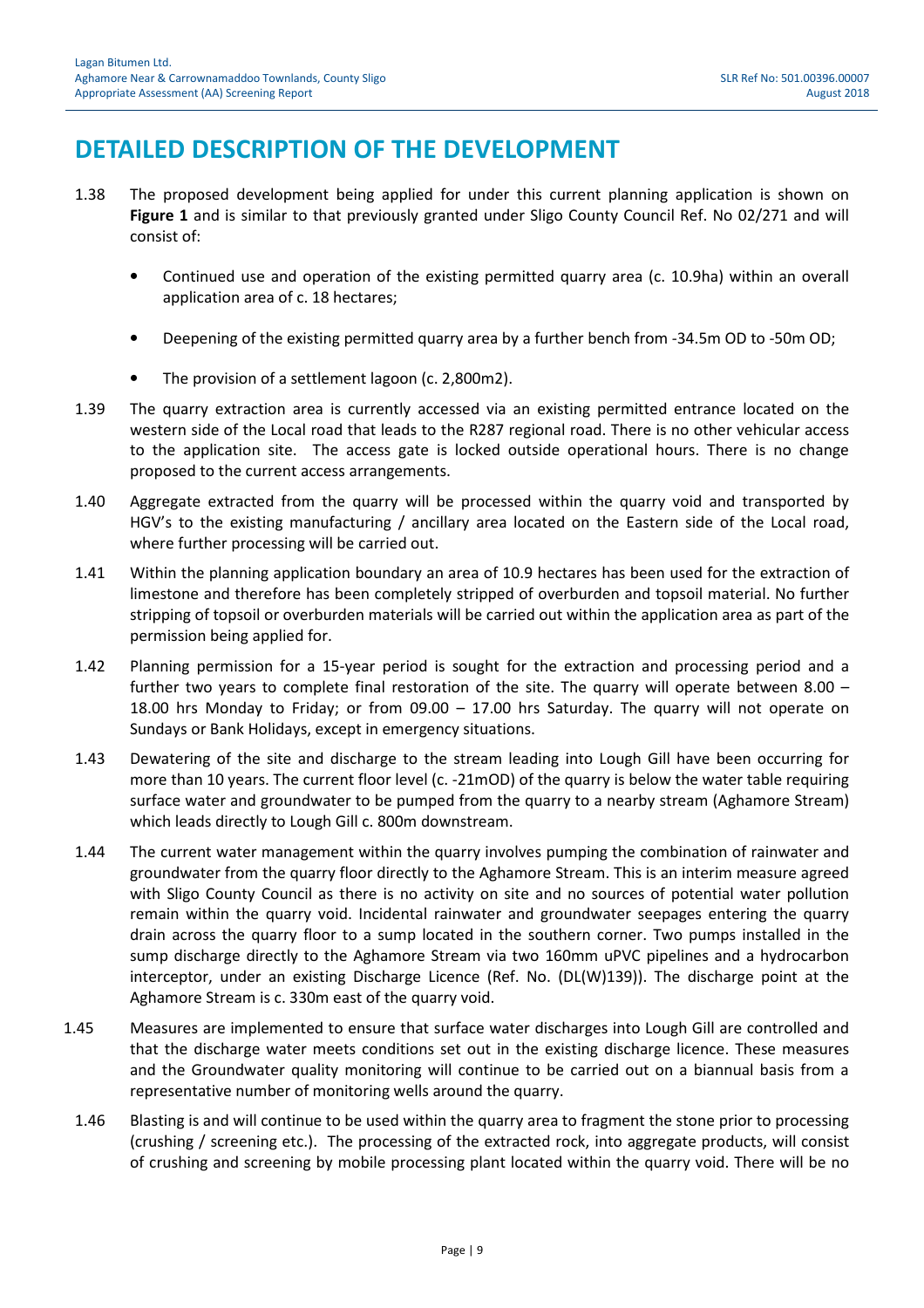# DETAILED DESCRIPTION OF THE DEVELOPMENT

1.38 The proposed development being applied for under this current planning application is shown on **Figure 1** and is similar to that previously granted under Sligo County Council Ref. No 02/271 and will consist of:

- Continued use and operation of the existing permitted quarry area (c. 10.9ha) within an overall application area of c. 18 hectares;
- Deepening of the existing permitted quarry area by a further bench from -34.5m OD to -50m OD;
- The provision of a settlement lagoon (c. 2,800m2).

1.39 The quarry extraction area is currently accessed via an existing permitted entrance located on the western side of the Local road that leads to the R287 regional road. There is no other vehicular access to the application site. The access gate is locked outside operational hours. There is no change proposed to the current access arrangements.

1.40 Aggregate extracted from the quarry will be processed within the quarry void and transported by HGV's to the existing manufacturing / ancillary area located on the Eastern side of the Local road, where further processing will be carried out.

1.41 Within the planning application boundary an area of 10.9 hectares has been used for the extraction of limestone and therefore has been completely stripped of overburden and topsoil material. No further stripping of topsoil or overburden materials will be carried out within the application area as part of the permission being applied for.

1.42 Planning permission for a 15-year period is sought for the extraction and processing period and a further two years to complete final restoration of the site. The quarry will operate between 8.00 – 18.00 hrs Monday to Friday; or from 09.00 – 17.00 hrs Saturday. The quarry will not operate on Sundays or Bank Holidays, except in emergency situations.

1.43 Dewatering of the site and discharge to the stream leading into Lough Gill have been occurring for more than 10 years. The current floor level (c. -21mOD) of the quarry is below the water table requiring surface water and groundwater to be pumped from the quarry to a nearby stream (Aghamore Stream) which leads directly to Lough Gill c. 800m downstream.

1.44 The current water management within the quarry involves pumping the combination of rainwater and groundwater from the quarry floor directly to the Aghamore Stream. This is an interim measure agreed with Sligo County Council as there is no activity on site and no sources of potential water pollution remain within the quarry void. Incidental rainwater and groundwater seepages entering the quarry drain across the quarry floor to a sump located in the southern corner. Two pumps installed in the sump discharge directly to the Aghamore Stream via two 160mm uPVC pipelines and a hydrocarbon interceptor, under an existing Discharge Licence (Ref. No. (DL(W)139)). The discharge point at the Aghamore Stream is c. 330m east of the quarry void.

1.45 Measures are implemented to ensure that surface water discharges into Lough Gill are controlled and that the discharge water meets conditions set out in the existing discharge licence. These measures and the Groundwater quality monitoring will continue to be carried out on a biannual basis from a representative number of monitoring wells around the quarry.

1.46 Blasting is and will continue to be used within the quarry area to fragment the stone prior to processing (crushing / screening etc.). The processing of the extracted rock, into aggregate products, will consist of crushing and screening by mobile processing plant located within the quarry void. There will be no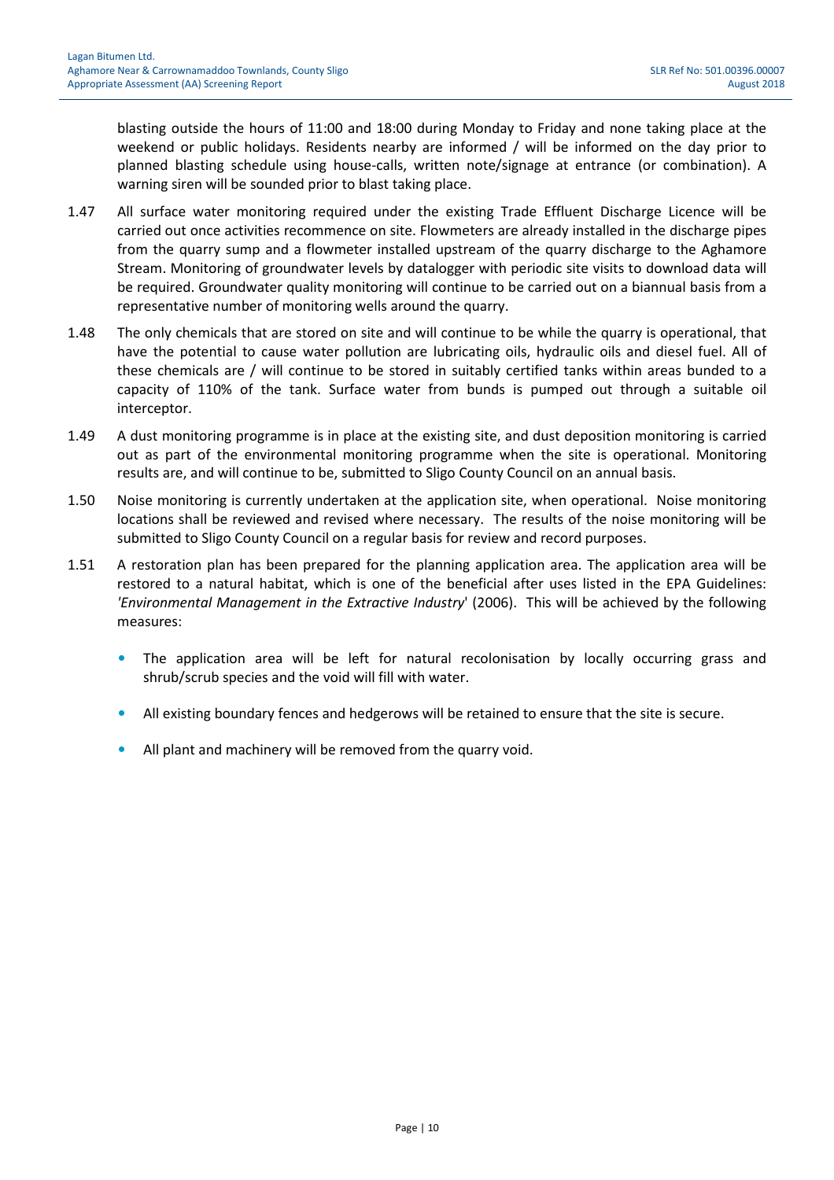blasting outside the hours of 11:00 and 18:00 during Monday to Friday and none taking place at the weekend or public holidays. Residents nearby are informed / will be informed on the day prior to planned blasting schedule using house-calls, written note/signage at entrance (or combination). A warning siren will be sounded prior to blast taking place.

1.47 All surface water monitoring required under the existing Trade Effluent Discharge Licence will be carried out once activities recommence on site. Flowmeters are already installed in the discharge pipes from the quarry sump and a flowmeter installed upstream of the quarry discharge to the Aghamore Stream. Monitoring of groundwater levels by datalogger with periodic site visits to download data will be required. Groundwater quality monitoring will continue to be carried out on a biannual basis from a representative number of monitoring wells around the quarry.

1.48 The only chemicals that are stored on site and will continue to be while the quarry is operational, that have the potential to cause water pollution are lubricating oils, hydraulic oils and diesel fuel. All of these chemicals are / will continue to be stored in suitably certified tanks within areas bunded to a capacity of 110% of the tank. Surface water from bunds is pumped out through a suitable oil interceptor.

1.49 A dust monitoring programme is in place at the existing site, and dust deposition monitoring is carried out as part of the environmental monitoring programme when the site is operational. Monitoring results are, and will continue to be, submitted to Sligo County Council on an annual basis.

1.50 Noise monitoring is currently undertaken at the application site, when operational. Noise monitoring locations shall be reviewed and revised where necessary. The results of the noise monitoring will be submitted to Sligo County Council on a regular basis for review and record purposes.

1.51 A restoration plan has been prepared for the planning application area. The application area will be restored to a natural habitat, which is one of the beneficial after uses listed in the EPA Guidelines: '*Environmental Management in the Extractive Industry*' (2006). This will be achieved by the following measures:

- The application area will be left for natural recolonisation by locally occurring grass and shrub/scrub species and the void will fill with water.
- All existing boundary fences and hedgerows will be retained to ensure that the site is secure.
- All plant and machinery will be removed from the quarry void.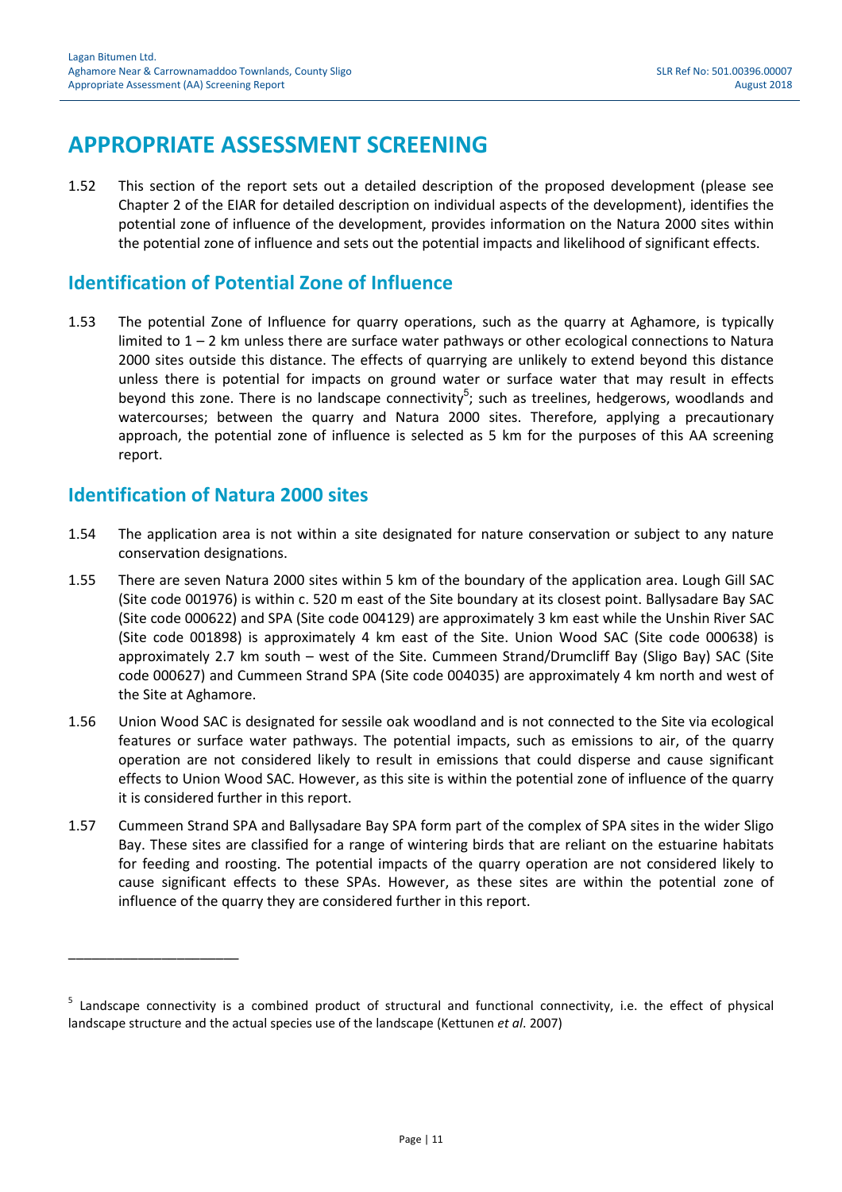# APPROPRIATE ASSESSMENT SCREENING

1.52 This section of the report sets out a detailed description of the proposed development (please see Chapter 2 of the EIAR for detailed description on individual aspects of the development), identifies the potential zone of influence of the development, provides information on the Natura 2000 sites within the potential zone of influence and sets out the potential impacts and likelihood of significant effects.

## Identification of Potential Zone of Influence

1.53 The potential Zone of Influence for quarry operations, such as the quarry at Aghamore, is typically limited to 1 – 2 km unless there are surface water pathways or other ecological connections to Natura 2000 sites outside this distance. The effects of quarrying are unlikely to extend beyond this distance unless there is potential for impacts on ground water or surface water that may result in effects beyond this zone. There is no landscape connectivity[5]; such as treelines, hedgerows, woodlands and watercourses; between the quarry and Natura 2000 sites. Therefore, applying a precautionary approach, the potential zone of influence is selected as 5 km for the purposes of this AA screening report.

## Identification of Natura 2000 sites

1.54 The application area is not within a site designated for nature conservation or subject to any nature conservation designations.

1.55 There are seven Natura 2000 sites within 5 km of the boundary of the application area. Lough Gill SAC (Site code 001976) is within c. 520 m east of the Site boundary at its closest point. Ballysadare Bay SAC (Site code 000622) and SPA (Site code 004129) are approximately 3 km east while the Unshin River SAC (Site code 001898) is approximately 4 km east of the Site. Union Wood SAC (Site code 000638) is approximately 2.7 km south – west of the Site. Cummeen Strand/Drumcliff Bay (Sligo Bay) SAC (Site code 000627) and Cummeen Strand SPA (Site code 004035) are approximately 4 km north and west of the Site at Aghamore.

1.56 Union Wood SAC is designated for sessile oak woodland and is not connected to the Site via ecological features or surface water pathways. The potential impacts, such as emissions to air, of the quarry operation are not considered likely to result in emissions that could disperse and cause significant effects to Union Wood SAC. However, as this site is within the potential zone of influence of the quarry it is considered further in this report.

1.57 Cummeen Strand SPA and Ballysadare Bay SPA form part of the complex of SPA sites in the wider Sligo Bay. These sites are classified for a range of wintering birds that are reliant on the estuarine habitats for feeding and roosting. The potential impacts of the quarry operation are not considered likely to cause significant effects to these SPAs. However, as these sites are within the potential zone of influence of the quarry they are considered further in this report.

---

[5] Landscape connectivity is a combined product of structural and functional connectivity, i.e. the effect of physical landscape structure and the actual species use of the landscape (Kettunen *et al*. 2007)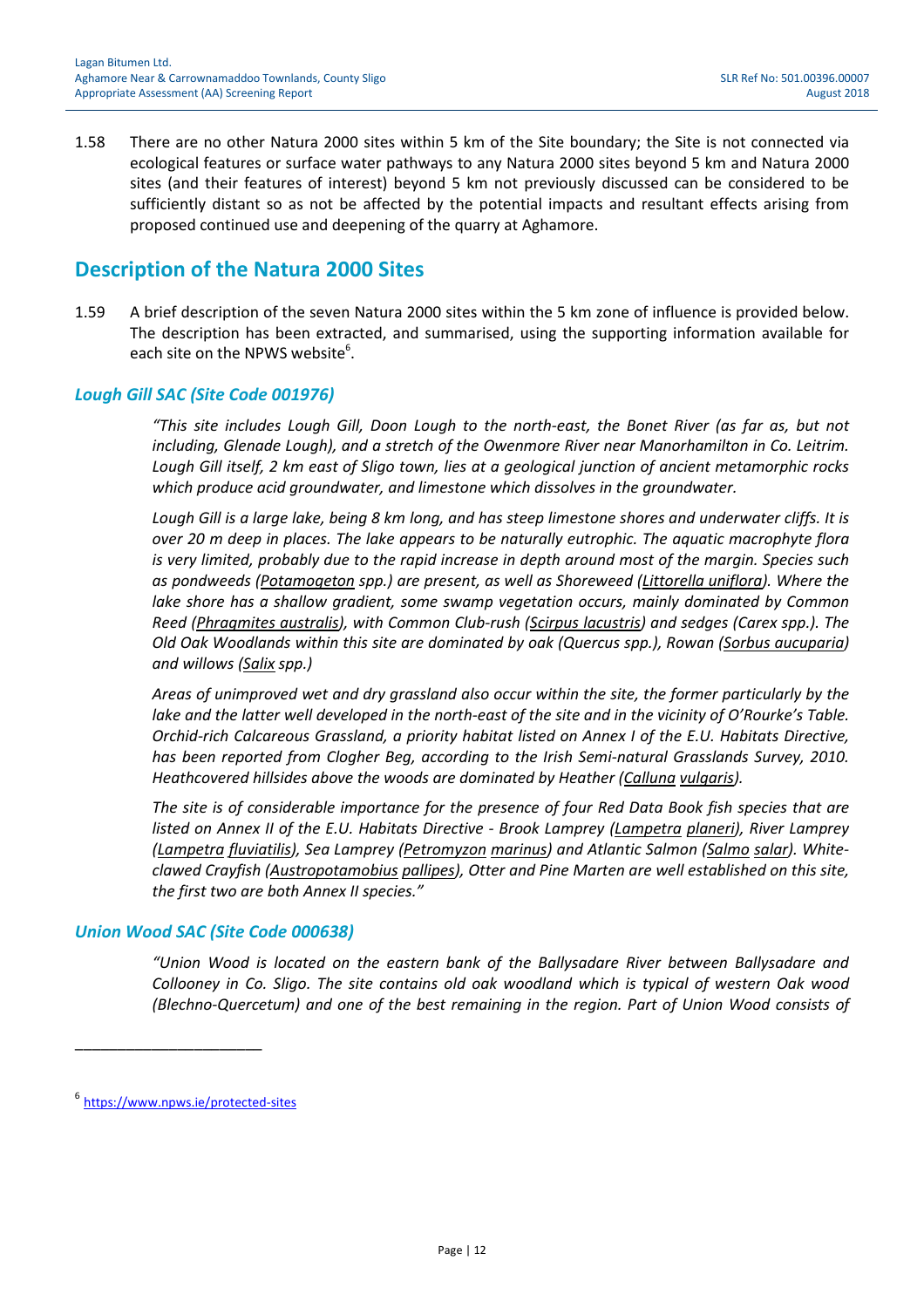1.58 There are no other Natura 2000 sites within 5 km of the Site boundary; the Site is not connected via ecological features or surface water pathways to any Natura 2000 sites beyond 5 km and Natura 2000 sites (and their features of interest) beyond 5 km not previously discussed can be considered to be sufficiently distant so as not be affected by the potential impacts and resultant effects arising from proposed continued use and deepening of the quarry at Aghamore.

## Description of the Natura 2000 Sites

1.59 A brief description of the seven Natura 2000 sites within the 5 km zone of influence is provided below. The description has been extracted, and summarised, using the supporting information available for each site on the NPWS website[6].

### *Lough Gill SAC (Site Code 001976)*

> *"This site includes Lough Gill, Doon Lough to the north-east, the Bonet River (as far as, but not including, Glenade Lough), and a stretch of the Owenmore River near Manorhamilton in Co. Leitrim. Lough Gill itself, 2 km east of Sligo town, lies at a geological junction of ancient metamorphic rocks which produce acid groundwater, and limestone which dissolves in the groundwater.*
>
> *Lough Gill is a large lake, being 8 km long, and has steep limestone shores and underwater cliffs. It is over 20 m deep in places. The lake appears to be naturally eutrophic. The aquatic macrophyte flora is very limited, probably due to the rapid increase in depth around most of the margin. Species such as pondweeds (Potamogeton spp.) are present, as well as Shoreweed (Littorella uniflora). Where the lake shore has a shallow gradient, some swamp vegetation occurs, mainly dominated by Common Reed (Phragmites australis), with Common Club-rush (Scirpus lacustris) and sedges (Carex spp.). The Old Oak Woodlands within this site are dominated by oak (Quercus spp.), Rowan (Sorbus aucuparia) and willows (Salix spp.)*
>
> *Areas of unimproved wet and dry grassland also occur within the site, the former particularly by the lake and the latter well developed in the north-east of the site and in the vicinity of O'Rourke's Table. Orchid-rich Calcareous Grassland, a priority habitat listed on Annex I of the E.U. Habitats Directive, has been reported from Clogher Beg, according to the Irish Semi-natural Grasslands Survey, 2010. Heathcovered hillsides above the woods are dominated by Heather (Calluna vulgaris).*
>
> *The site is of considerable importance for the presence of four Red Data Book fish species that are listed on Annex II of the E.U. Habitats Directive - Brook Lamprey (Lampetra planeri), River Lamprey (Lampetra fluviatilis), Sea Lamprey (Petromyzon marinus) and Atlantic Salmon (Salmo salar). White-clawed Crayfish (Austropotamobius pallipes), Otter and Pine Marten are well established on this site, the first two are both Annex II species."*

### *Union Wood SAC (Site Code 000638)*

> *"Union Wood is located on the eastern bank of the Ballysadare River between Ballysadare and Collooney in Co. Sligo. The site contains old oak woodland which is typical of western Oak wood (Blechno-Quercetum) and one of the best remaining in the region. Part of Union Wood consists of*

---

[6] https://www.npws.ie/protected-sites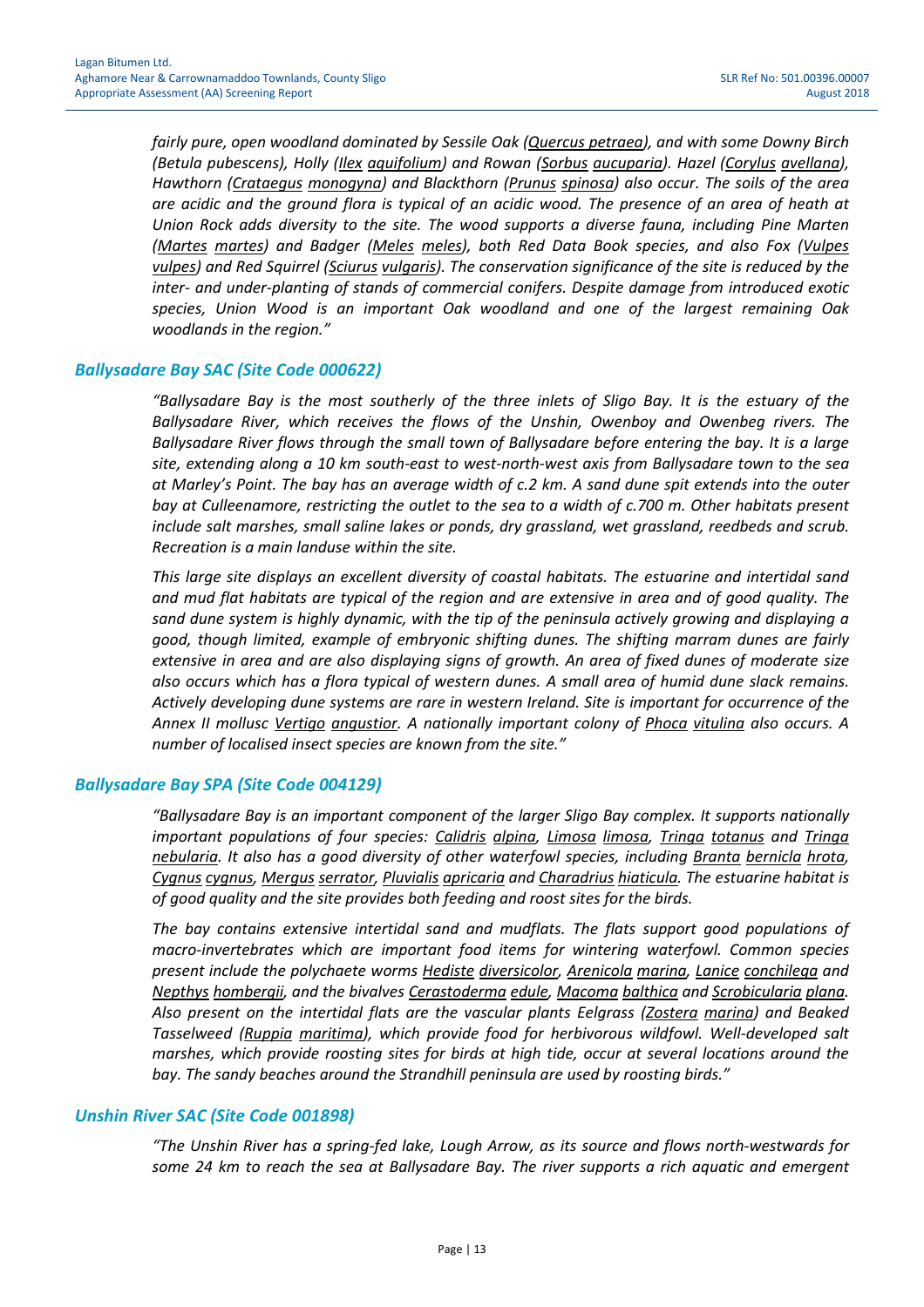*fairly pure, open woodland dominated by Sessile Oak (Quercus petraea), and with some Downy Birch (Betula pubescens), Holly (Ilex aquifolium) and Rowan (Sorbus aucuparia). Hazel (Corylus avellana), Hawthorn (Crataegus monogyna) and Blackthorn (Prunus spinosa) also occur. The soils of the area are acidic and the ground flora is typical of an acidic wood. The presence of an area of heath at Union Rock adds diversity to the site. The wood supports a diverse fauna, including Pine Marten (Martes martes) and Badger (Meles meles), both Red Data Book species, and also Fox (Vulpes vulpes) and Red Squirrel (Sciurus vulgaris). The conservation significance of the site is reduced by the inter- and under-planting of stands of commercial conifers. Despite damage from introduced exotic species, Union Wood is an important Oak woodland and one of the largest remaining Oak woodlands in the region."*

### Ballysadare Bay SAC (Site Code 000622)

*"Ballysadare Bay is the most southerly of the three inlets of Sligo Bay. It is the estuary of the Ballysadare River, which receives the flows of the Unshin, Owenboy and Owenbeg rivers. The Ballysadare River flows through the small town of Ballysadare before entering the bay. It is a large site, extending along a 10 km south-east to west-north-west axis from Ballysadare town to the sea at Marley's Point. The bay has an average width of c.2 km. A sand dune spit extends into the outer bay at Culleenamore, restricting the outlet to the sea to a width of c.700 m. Other habitats present include salt marshes, small saline lakes or ponds, dry grassland, wet grassland, reedbeds and scrub. Recreation is a main landuse within the site.*

*This large site displays an excellent diversity of coastal habitats. The estuarine and intertidal sand and mud flat habitats are typical of the region and are extensive in area and of good quality. The sand dune system is highly dynamic, with the tip of the peninsula actively growing and displaying a good, though limited, example of embryonic shifting dunes. The shifting marram dunes are fairly extensive in area and are also displaying signs of growth. An area of fixed dunes of moderate size also occurs which has a flora typical of western dunes. A small area of humid dune slack remains. Actively developing dune systems are rare in western Ireland. Site is important for occurrence of the Annex II mollusc Vertigo angustior. A nationally important colony of Phoca vitulina also occurs. A number of localised insect species are known from the site."*

### Ballysadare Bay SPA (Site Code 004129)

*"Ballysadare Bay is an important component of the larger Sligo Bay complex. It supports nationally important populations of four species: Calidris alpina, Limosa limosa, Tringa totanus and Tringa nebularia. It also has a good diversity of other waterfowl species, including Branta bernicla hrota, Cygnus cygnus, Mergus serrator, Pluvialis apricaria and Charadrius hiaticula. The estuarine habitat is of good quality and the site provides both feeding and roost sites for the birds.*

*The bay contains extensive intertidal sand and mudflats. The flats support good populations of macro-invertebrates which are important food items for wintering waterfowl. Common species present include the polychaete worms Hediste diversicolor, Arenicola marina, Lanice conchilega and Nepthys hombergii, and the bivalves Cerastoderma edule, Macoma balthica and Scrobicularia plana. Also present on the intertidal flats are the vascular plants Eelgrass (Zostera marina) and Beaked Tasselweed (Ruppia maritima), which provide food for herbivorous wildfowl. Well-developed salt marshes, which provide roosting sites for birds at high tide, occur at several locations around the bay. The sandy beaches around the Strandhill peninsula are used by roosting birds."*

### Unshin River SAC (Site Code 001898)

*"The Unshin River has a spring-fed lake, Lough Arrow, as its source and flows north-westwards for some 24 km to reach the sea at Ballysadare Bay. The river supports a rich aquatic and emergent*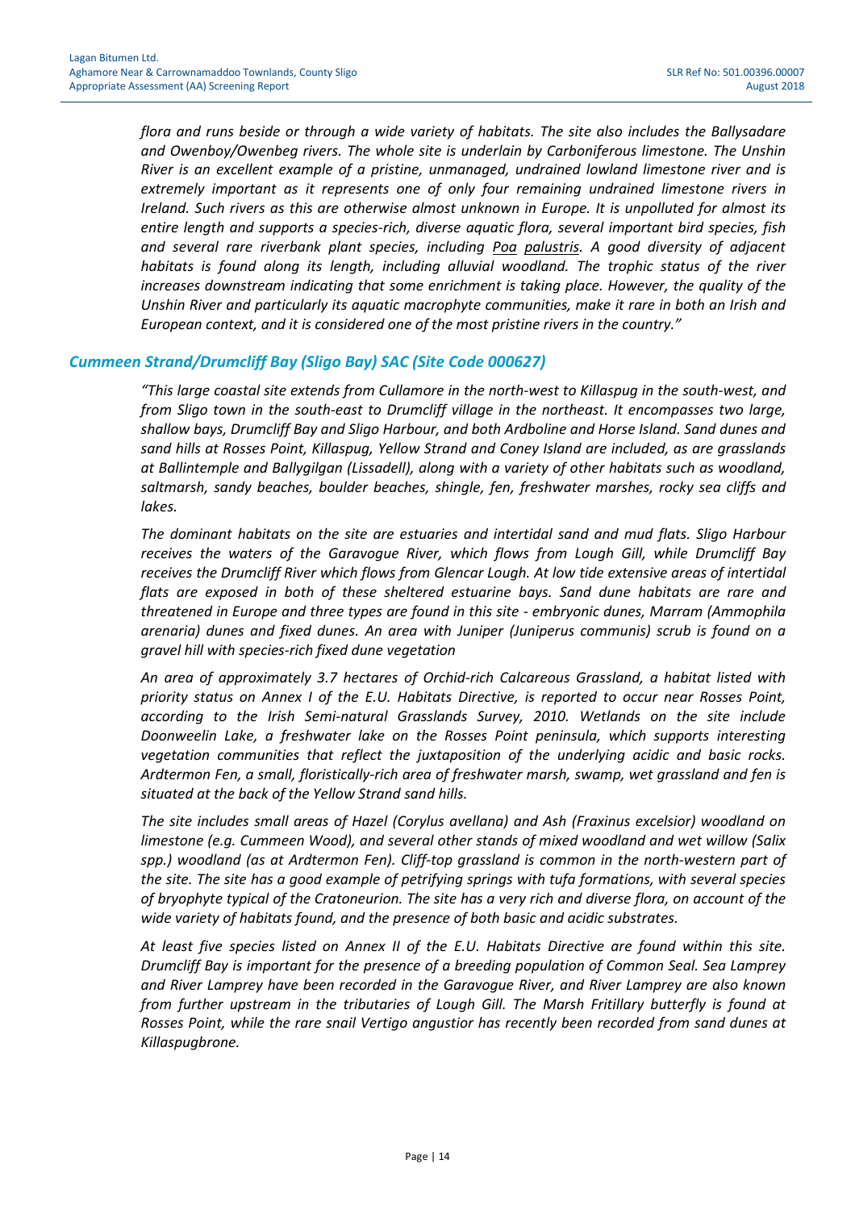*flora and runs beside or through a wide variety of habitats. The site also includes the Ballysadare and Owenboy/Owenbeg rivers. The whole site is underlain by Carboniferous limestone. The Unshin River is an excellent example of a pristine, unmanaged, undrained lowland limestone river and is extremely important as it represents one of only four remaining undrained limestone rivers in Ireland. Such rivers as this are otherwise almost unknown in Europe. It is unpolluted for almost its entire length and supports a species-rich, diverse aquatic flora, several important bird species, fish and several rare riverbank plant species, including Poa palustris. A good diversity of adjacent habitats is found along its length, including alluvial woodland. The trophic status of the river increases downstream indicating that some enrichment is taking place. However, the quality of the Unshin River and particularly its aquatic macrophyte communities, make it rare in both an Irish and European context, and it is considered one of the most pristine rivers in the country."*

### *Cummeen Strand/Drumcliff Bay (Sligo Bay) SAC (Site Code 000627)*

*"This large coastal site extends from Cullamore in the north-west to Killaspug in the south-west, and from Sligo town in the south-east to Drumcliff village in the northeast. It encompasses two large, shallow bays, Drumcliff Bay and Sligo Harbour, and both Ardboline and Horse Island. Sand dunes and sand hills at Rosses Point, Killaspug, Yellow Strand and Coney Island are included, as are grasslands at Ballintemple and Ballygilgan (Lissadell), along with a variety of other habitats such as woodland, saltmarsh, sandy beaches, boulder beaches, shingle, fen, freshwater marshes, rocky sea cliffs and lakes.*

*The dominant habitats on the site are estuaries and intertidal sand and mud flats. Sligo Harbour receives the waters of the Garavogue River, which flows from Lough Gill, while Drumcliff Bay receives the Drumcliff River which flows from Glencar Lough. At low tide extensive areas of intertidal flats are exposed in both of these sheltered estuarine bays. Sand dune habitats are rare and threatened in Europe and three types are found in this site - embryonic dunes, Marram (Ammophila arenaria) dunes and fixed dunes. An area with Juniper (Juniperus communis) scrub is found on a gravel hill with species-rich fixed dune vegetation*

*An area of approximately 3.7 hectares of Orchid-rich Calcareous Grassland, a habitat listed with priority status on Annex I of the E.U. Habitats Directive, is reported to occur near Rosses Point, according to the Irish Semi-natural Grasslands Survey, 2010. Wetlands on the site include Doonweelin Lake, a freshwater lake on the Rosses Point peninsula, which supports interesting vegetation communities that reflect the juxtaposition of the underlying acidic and basic rocks. Ardtermon Fen, a small, floristically-rich area of freshwater marsh, swamp, wet grassland and fen is situated at the back of the Yellow Strand sand hills.*

*The site includes small areas of Hazel (Corylus avellana) and Ash (Fraxinus excelsior) woodland on limestone (e.g. Cummeen Wood), and several other stands of mixed woodland and wet willow (Salix spp.) woodland (as at Ardtermon Fen). Cliff-top grassland is common in the north-western part of the site. The site has a good example of petrifying springs with tufa formations, with several species of bryophyte typical of the Cratoneurion. The site has a very rich and diverse flora, on account of the wide variety of habitats found, and the presence of both basic and acidic substrates.*

*At least five species listed on Annex II of the E.U. Habitats Directive are found within this site. Drumcliff Bay is important for the presence of a breeding population of Common Seal. Sea Lamprey and River Lamprey have been recorded in the Garavogue River, and River Lamprey are also known from further upstream in the tributaries of Lough Gill. The Marsh Fritillary butterfly is found at Rosses Point, while the rare snail Vertigo angustior has recently been recorded from sand dunes at Killaspugbrone.*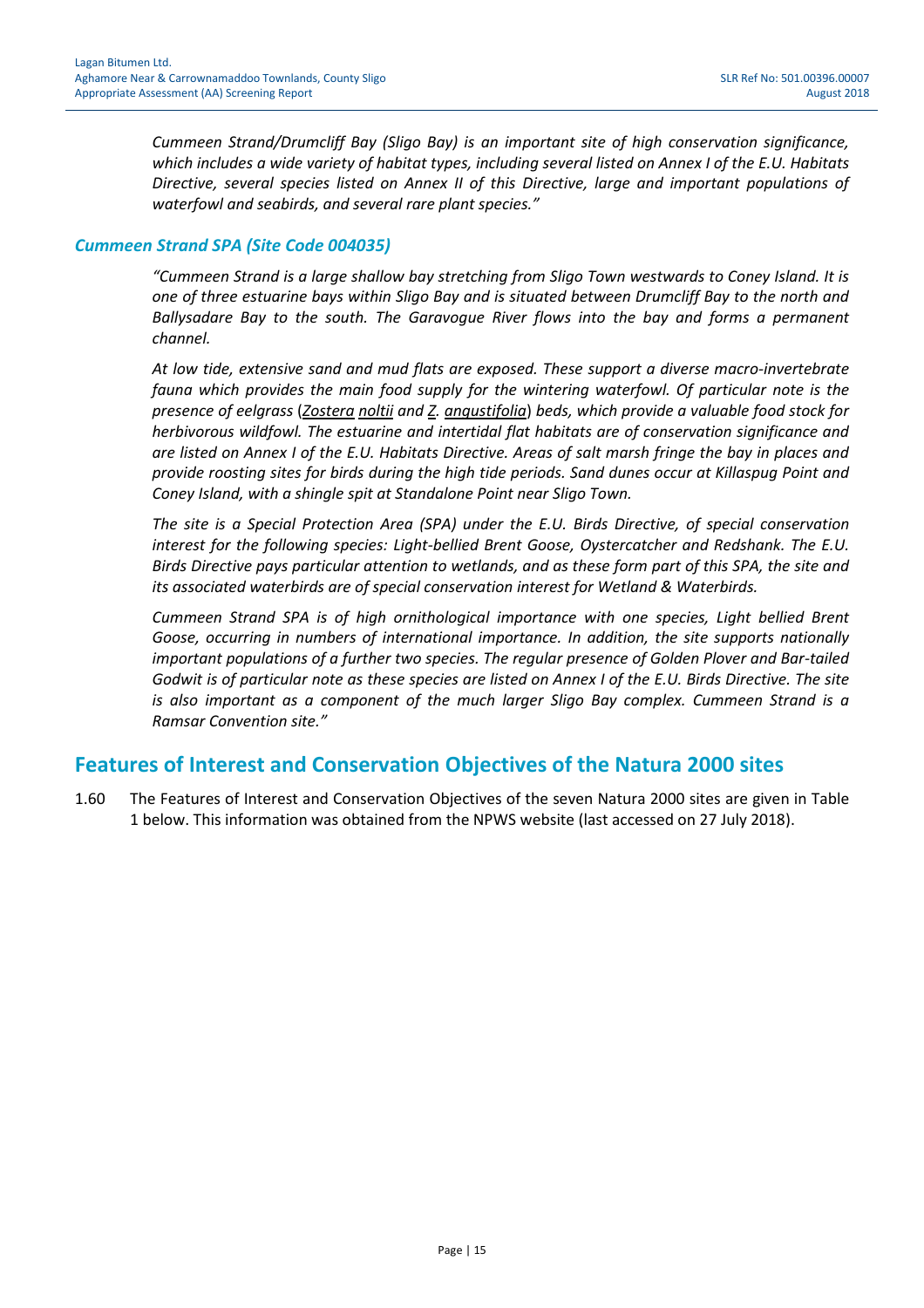*Cummeen Strand/Drumcliff Bay (Sligo Bay) is an important site of high conservation significance, which includes a wide variety of habitat types, including several listed on Annex I of the E.U. Habitats Directive, several species listed on Annex II of this Directive, large and important populations of waterfowl and seabirds, and several rare plant species."*

### *Cummeen Strand SPA (Site Code 004035)*

*"Cummeen Strand is a large shallow bay stretching from Sligo Town westwards to Coney Island. It is one of three estuarine bays within Sligo Bay and is situated between Drumcliff Bay to the north and Ballysadare Bay to the south. The Garavogue River flows into the bay and forms a permanent channel.*

*At low tide, extensive sand and mud flats are exposed. These support a diverse macro-invertebrate fauna which provides the main food supply for the wintering waterfowl. Of particular note is the presence of eelgrass (Zostera noltii and Z. angustifolia) beds, which provide a valuable food stock for herbivorous wildfowl. The estuarine and intertidal flat habitats are of conservation significance and are listed on Annex I of the E.U. Habitats Directive. Areas of salt marsh fringe the bay in places and provide roosting sites for birds during the high tide periods. Sand dunes occur at Killaspug Point and Coney Island, with a shingle spit at Standalone Point near Sligo Town.*

*The site is a Special Protection Area (SPA) under the E.U. Birds Directive, of special conservation interest for the following species: Light-bellied Brent Goose, Oystercatcher and Redshank. The E.U. Birds Directive pays particular attention to wetlands, and as these form part of this SPA, the site and its associated waterbirds are of special conservation interest for Wetland & Waterbirds.*

*Cummeen Strand SPA is of high ornithological importance with one species, Light bellied Brent Goose, occurring in numbers of international importance. In addition, the site supports nationally important populations of a further two species. The regular presence of Golden Plover and Bar-tailed Godwit is of particular note as these species are listed on Annex I of the E.U. Birds Directive. The site is also important as a component of the much larger Sligo Bay complex. Cummeen Strand is a Ramsar Convention site."*

## Features of Interest and Conservation Objectives of the Natura 2000 sites

1.60 The Features of Interest and Conservation Objectives of the seven Natura 2000 sites are given in Table 1 below. This information was obtained from the NPWS website (last accessed on 27 July 2018).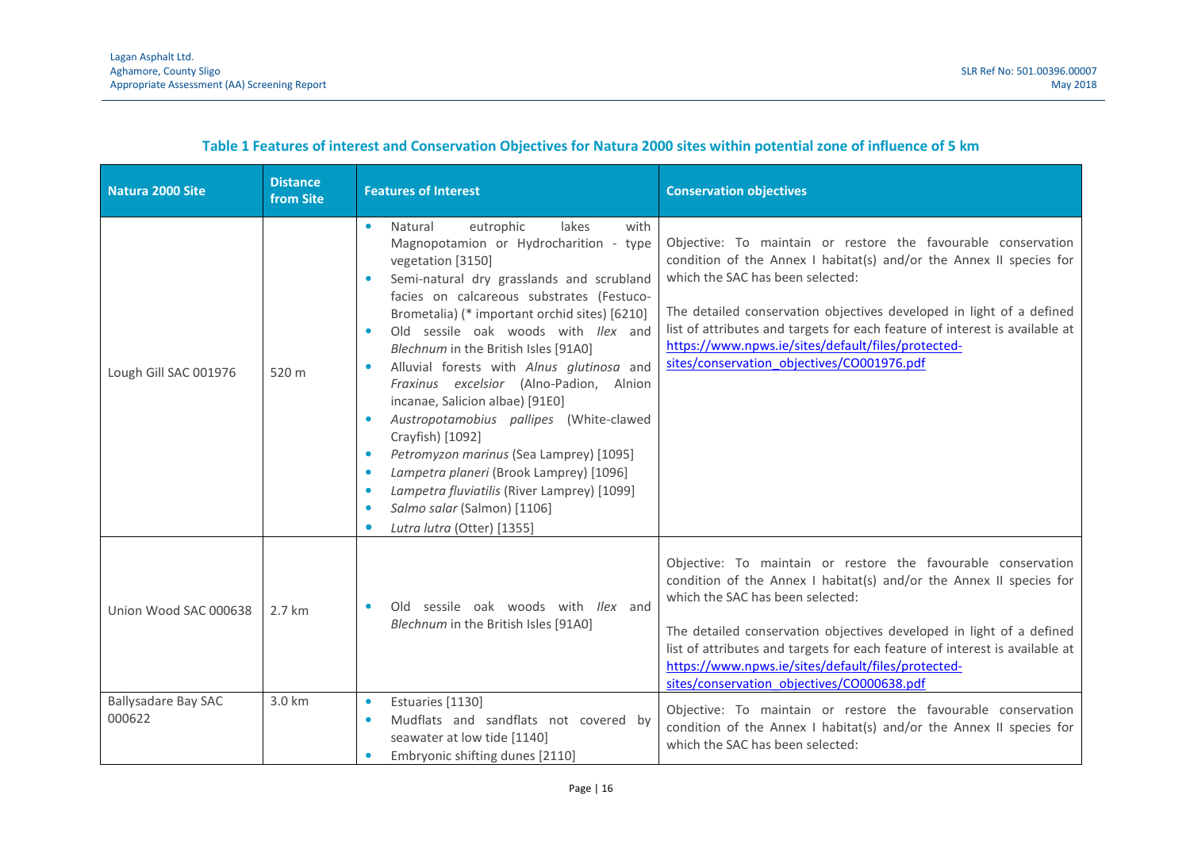**Table 1 Features of interest and Conservation Objectives for Natura 2000 sites within potential zone of influence of 5 km**

| Natura 2000 Site | Distance from Site | Features of Interest | Conservation objectives |
|---|---|---|---|
| Lough Gill SAC 001976 | 520 m | • Natural eutrophic lakes with Magnopotamion or Hydrocharition - type vegetation [3150]<br>• Semi-natural dry grasslands and scrubland facies on calcareous substrates (Festuco-Brometalia) (* important orchid sites) [6210]<br>• Old sessile oak woods with *Ilex* and *Blechnum* in the British Isles [91A0]<br>• Alluvial forests with *Alnus glutinosa* and *Fraxinus excelsior* (Alno-Padion, Alnion incanae, Salicion albae) [91E0]<br>• *Austropotamobius pallipes* (White-clawed Crayfish) [1092]<br>• *Petromyzon marinus* (Sea Lamprey) [1095]<br>• *Lampetra planeri* (Brook Lamprey) [1096]<br>• *Lampetra fluviatilis* (River Lamprey) [1099]<br>• *Salmo salar* (Salmon) [1106]<br>• *Lutra lutra* (Otter) [1355] | Objective: To maintain or restore the favourable conservation condition of the Annex I habitat(s) and/or the Annex II species for which the SAC has been selected:<br><br>The detailed conservation objectives developed in light of a defined list of attributes and targets for each feature of interest is available at https://www.npws.ie/sites/default/files/protected-sites/conservation_objectives/CO001976.pdf |
| Union Wood SAC 000638 | 2.7 km | • Old sessile oak woods with *Ilex* and *Blechnum* in the British Isles [91A0] | Objective: To maintain or restore the favourable conservation condition of the Annex I habitat(s) and/or the Annex II species for which the SAC has been selected:<br><br>The detailed conservation objectives developed in light of a defined list of attributes and targets for each feature of interest is available at https://www.npws.ie/sites/default/files/protected-sites/conservation_objectives/CO000638.pdf |
| Ballysadare Bay SAC 000622 | 3.0 km | • Estuaries [1130]<br>• Mudflats and sandflats not covered by seawater at low tide [1140]<br>• Embryonic shifting dunes [2110] | Objective: To maintain or restore the favourable conservation condition of the Annex I habitat(s) and/or the Annex II species for which the SAC has been selected: |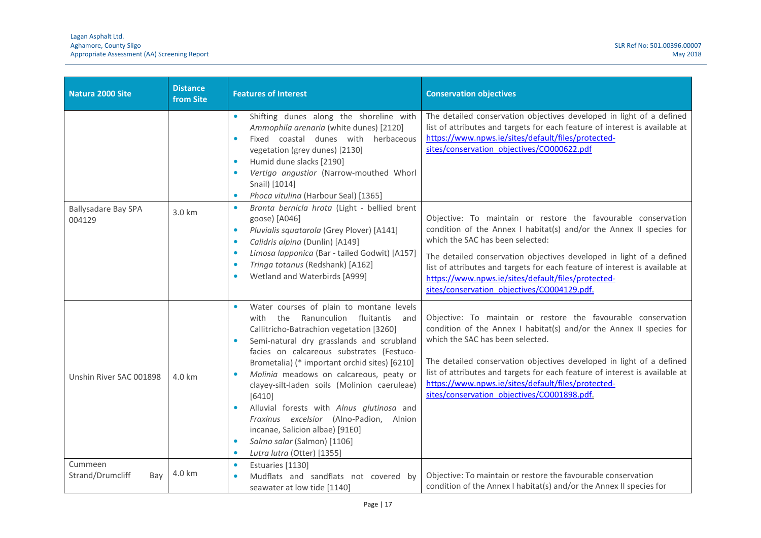| Natura 2000 Site | Distance from Site | Features of Interest | Conservation objectives |
|---|---|---|---|
| | | • Shifting dunes along the shoreline with *Ammophila arenaria* (white dunes) [2120]<br>• Fixed coastal dunes with herbaceous vegetation (grey dunes) [2130]<br>• Humid dune slacks [2190]<br>• *Vertigo angustior* (Narrow-mouthed Whorl Snail) [1014]<br>• *Phoca vitulina* (Harbour Seal) [1365] | The detailed conservation objectives developed in light of a defined list of attributes and targets for each feature of interest is available at https://www.npws.ie/sites/default/files/protected-sites/conservation_objectives/CO000622.pdf |
| Ballysadare Bay SPA 004129 | 3.0 km | • *Branta bernicla hrota* (Light - bellied brent goose) [A046]<br>• *Pluvialis squatarola* (Grey Plover) [A141]<br>• *Calidris alpina* (Dunlin) [A149]<br>• *Limosa lapponica* (Bar - tailed Godwit) [A157]<br>• *Tringa totanus* (Redshank) [A162]<br>• Wetland and Waterbirds [A999] | Objective: To maintain or restore the favourable conservation condition of the Annex I habitat(s) and/or the Annex II species for which the SAC has been selected:<br><br>The detailed conservation objectives developed in light of a defined list of attributes and targets for each feature of interest is available at https://www.npws.ie/sites/default/files/protected-sites/conservation_objectives/CO004129.pdf. |
| Unshin River SAC 001898 | 4.0 km | • Water courses of plain to montane levels with the Ranunculion fluitantis and Callitricho-Batrachion vegetation [3260]<br>• Semi-natural dry grasslands and scrubland facies on calcareous substrates (Festuco-Brometalia) (* important orchid sites) [6210]<br>• *Molinia* meadows on calcareous, peaty or clayey-silt-laden soils (Molinion caeruleae) [6410]<br>• Alluvial forests with *Alnus glutinosa* and *Fraxinus excelsior* (Alno-Padion, Alnion incanae, Salicion albae) [91E0]<br>• *Salmo salar* (Salmon) [1106]<br>• *Lutra lutra* (Otter) [1355] | Objective: To maintain or restore the favourable conservation condition of the Annex I habitat(s) and/or the Annex II species for which the SAC has been selected.<br><br>The detailed conservation objectives developed in light of a defined list of attributes and targets for each feature of interest is available at https://www.npws.ie/sites/default/files/protected-sites/conservation_objectives/CO001898.pdf. |
| Cummeen Strand/Drumcliff Bay | 4.0 km | • Estuaries [1130]<br>• Mudflats and sandflats not covered by seawater at low tide [1140] | Objective: To maintain or restore the favourable conservation condition of the Annex I habitat(s) and/or the Annex II species for |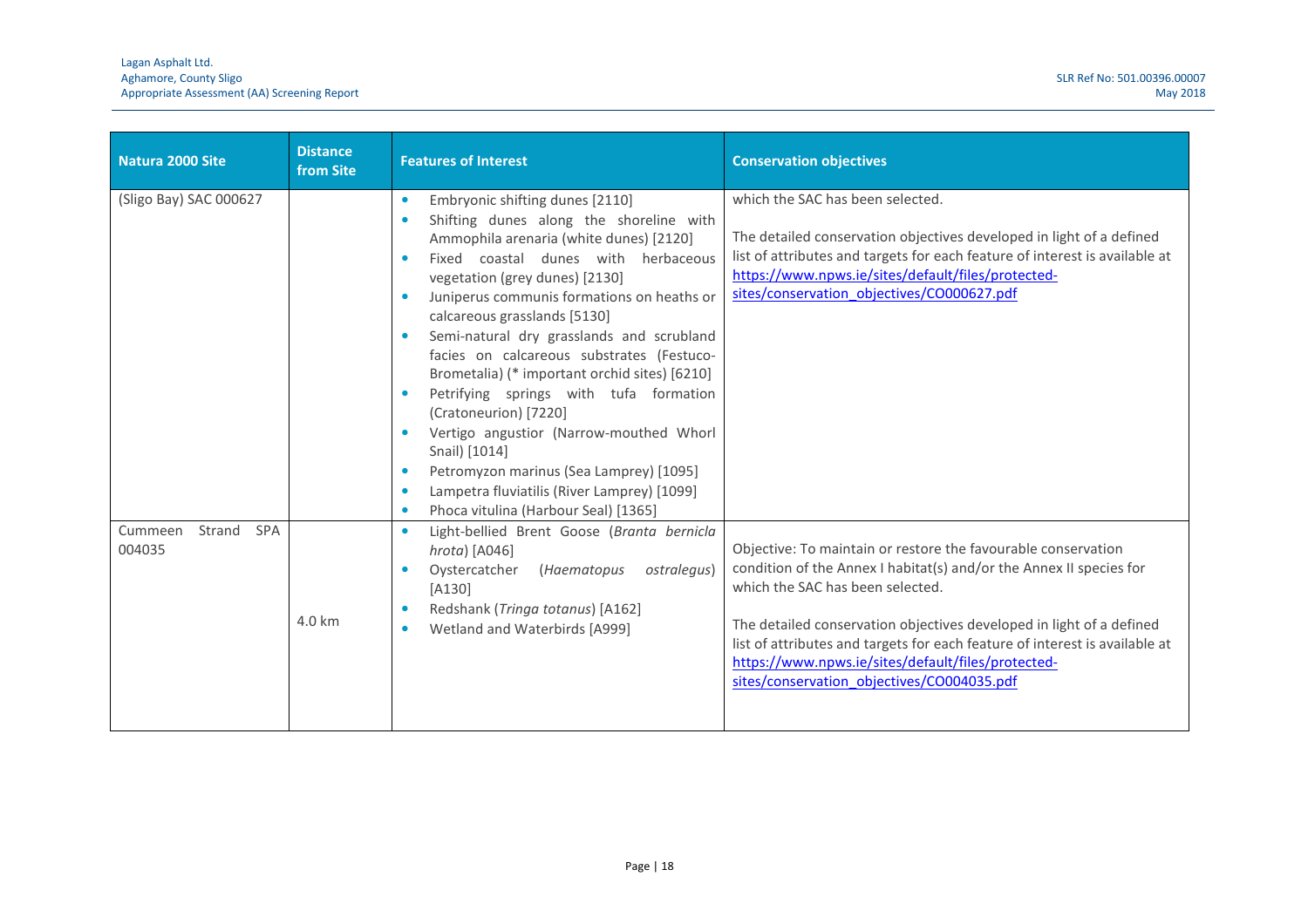| Natura 2000 Site | Distance from Site | Features of Interest | Conservation objectives |
|---|---|---|---|
| (Sligo Bay) SAC 000627 | | • Embryonic shifting dunes [2110]<br>• Shifting dunes along the shoreline with Ammophila arenaria (white dunes) [2120]<br>• Fixed coastal dunes with herbaceous vegetation (grey dunes) [2130]<br>• Juniperus communis formations on heaths or calcareous grasslands [5130]<br>• Semi-natural dry grasslands and scrubland facies on calcareous substrates (Festuco-Brometalia) (* important orchid sites) [6210]<br>• Petrifying springs with tufa formation (Cratoneurion) [7220]<br>• Vertigo angustior (Narrow-mouthed Whorl Snail) [1014]<br>• Petromyzon marinus (Sea Lamprey) [1095]<br>• Lampetra fluviatilis (River Lamprey) [1099]<br>• Phoca vitulina (Harbour Seal) [1365] | which the SAC has been selected.<br><br>The detailed conservation objectives developed in light of a defined list of attributes and targets for each feature of interest is available at https://www.npws.ie/sites/default/files/protected-sites/conservation_objectives/CO000627.pdf |
| Cummeen Strand SPA 004035 | 4.0 km | • Light-bellied Brent Goose (*Branta bernicla hrota*) [A046]<br>• Oystercatcher (*Haematopus ostralegus*) [A130]<br>• Redshank (*Tringa totanus*) [A162]<br>• Wetland and Waterbirds [A999] | Objective: To maintain or restore the favourable conservation condition of the Annex I habitat(s) and/or the Annex II species for which the SAC has been selected.<br><br>The detailed conservation objectives developed in light of a defined list of attributes and targets for each feature of interest is available at https://www.npws.ie/sites/default/files/protected-sites/conservation_objectives/CO004035.pdf |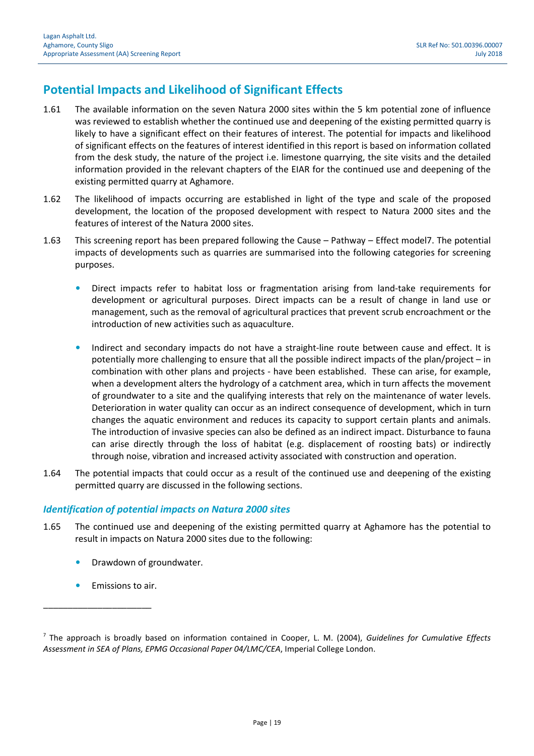## Potential Impacts and Likelihood of Significant Effects

1.61 The available information on the seven Natura 2000 sites within the 5 km potential zone of influence was reviewed to establish whether the continued use and deepening of the existing permitted quarry is likely to have a significant effect on their features of interest. The potential for impacts and likelihood of significant effects on the features of interest identified in this report is based on information collated from the desk study, the nature of the project i.e. limestone quarrying, the site visits and the detailed information provided in the relevant chapters of the EIAR for the continued use and deepening of the existing permitted quarry at Aghamore.

1.62 The likelihood of impacts occurring are established in light of the type and scale of the proposed development, the location of the proposed development with respect to Natura 2000 sites and the features of interest of the Natura 2000 sites.

1.63 This screening report has been prepared following the Cause – Pathway – Effect model[7]. The potential impacts of developments such as quarries are summarised into the following categories for screening purposes.

- Direct impacts refer to habitat loss or fragmentation arising from land-take requirements for development or agricultural purposes. Direct impacts can be a result of change in land use or management, such as the removal of agricultural practices that prevent scrub encroachment or the introduction of new activities such as aquaculture.

- Indirect and secondary impacts do not have a straight-line route between cause and effect. It is potentially more challenging to ensure that all the possible indirect impacts of the plan/project – in combination with other plans and projects - have been established. These can arise, for example, when a development alters the hydrology of a catchment area, which in turn affects the movement of groundwater to a site and the qualifying interests that rely on the maintenance of water levels. Deterioration in water quality can occur as an indirect consequence of development, which in turn changes the aquatic environment and reduces its capacity to support certain plants and animals. The introduction of invasive species can also be defined as an indirect impact. Disturbance to fauna can arise directly through the loss of habitat (e.g. displacement of roosting bats) or indirectly through noise, vibration and increased activity associated with construction and operation.

1.64 The potential impacts that could occur as a result of the continued use and deepening of the existing permitted quarry are discussed in the following sections.

### *Identification of potential impacts on Natura 2000 sites*

1.65 The continued use and deepening of the existing permitted quarry at Aghamore has the potential to result in impacts on Natura 2000 sites due to the following:

- Drawdown of groundwater.

- Emissions to air.

---

[7] The approach is broadly based on information contained in Cooper, L. M. (2004), *Guidelines for Cumulative Effects Assessment in SEA of Plans, EPMG Occasional Paper 04/LMC/CEA*, Imperial College London.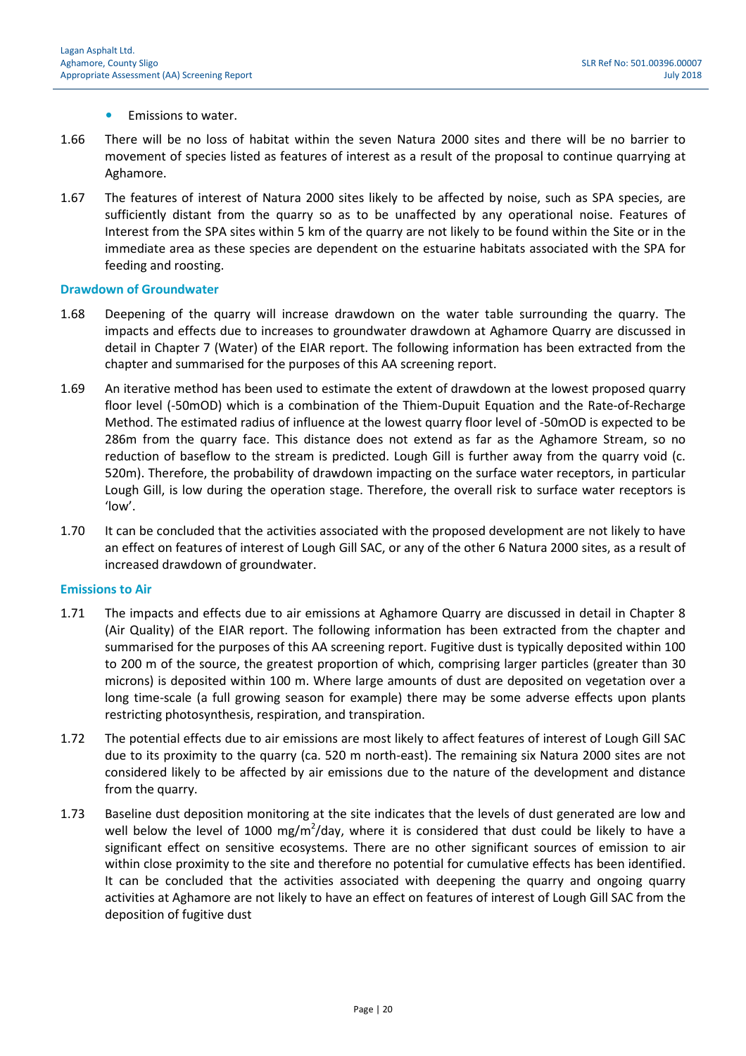- Emissions to water.

1.66 There will be no loss of habitat within the seven Natura 2000 sites and there will be no barrier to movement of species listed as features of interest as a result of the proposal to continue quarrying at Aghamore.

1.67 The features of interest of Natura 2000 sites likely to be affected by noise, such as SPA species, are sufficiently distant from the quarry so as to be unaffected by any operational noise. Features of Interest from the SPA sites within 5 km of the quarry are not likely to be found within the Site or in the immediate area as these species are dependent on the estuarine habitats associated with the SPA for feeding and roosting.

### Drawdown of Groundwater

1.68 Deepening of the quarry will increase drawdown on the water table surrounding the quarry. The impacts and effects due to increases to groundwater drawdown at Aghamore Quarry are discussed in detail in Chapter 7 (Water) of the EIAR report. The following information has been extracted from the chapter and summarised for the purposes of this AA screening report.

1.69 An iterative method has been used to estimate the extent of drawdown at the lowest proposed quarry floor level (-50mOD) which is a combination of the Thiem-Dupuit Equation and the Rate-of-Recharge Method. The estimated radius of influence at the lowest quarry floor level of -50mOD is expected to be 286m from the quarry face. This distance does not extend as far as the Aghamore Stream, so no reduction of baseflow to the stream is predicted. Lough Gill is further away from the quarry void (c. 520m). Therefore, the probability of drawdown impacting on the surface water receptors, in particular Lough Gill, is low during the operation stage. Therefore, the overall risk to surface water receptors is 'low'.

1.70 It can be concluded that the activities associated with the proposed development are not likely to have an effect on features of interest of Lough Gill SAC, or any of the other 6 Natura 2000 sites, as a result of increased drawdown of groundwater.

### Emissions to Air

1.71 The impacts and effects due to air emissions at Aghamore Quarry are discussed in detail in Chapter 8 (Air Quality) of the EIAR report. The following information has been extracted from the chapter and summarised for the purposes of this AA screening report. Fugitive dust is typically deposited within 100 to 200 m of the source, the greatest proportion of which, comprising larger particles (greater than 30 microns) is deposited within 100 m. Where large amounts of dust are deposited on vegetation over a long time-scale (a full growing season for example) there may be some adverse effects upon plants restricting photosynthesis, respiration, and transpiration.

1.72 The potential effects due to air emissions are most likely to affect features of interest of Lough Gill SAC due to its proximity to the quarry (ca. 520 m north-east). The remaining six Natura 2000 sites are not considered likely to be affected by air emissions due to the nature of the development and distance from the quarry.

1.73 Baseline dust deposition monitoring at the site indicates that the levels of dust generated are low and well below the level of 1000 $mg/m^2$/day, where it is considered that dust could be likely to have a significant effect on sensitive ecosystems. There are no other significant sources of emission to air within close proximity to the site and therefore no potential for cumulative effects has been identified. It can be concluded that the activities associated with deepening the quarry and ongoing quarry activities at Aghamore are not likely to have an effect on features of interest of Lough Gill SAC from the deposition of fugitive dust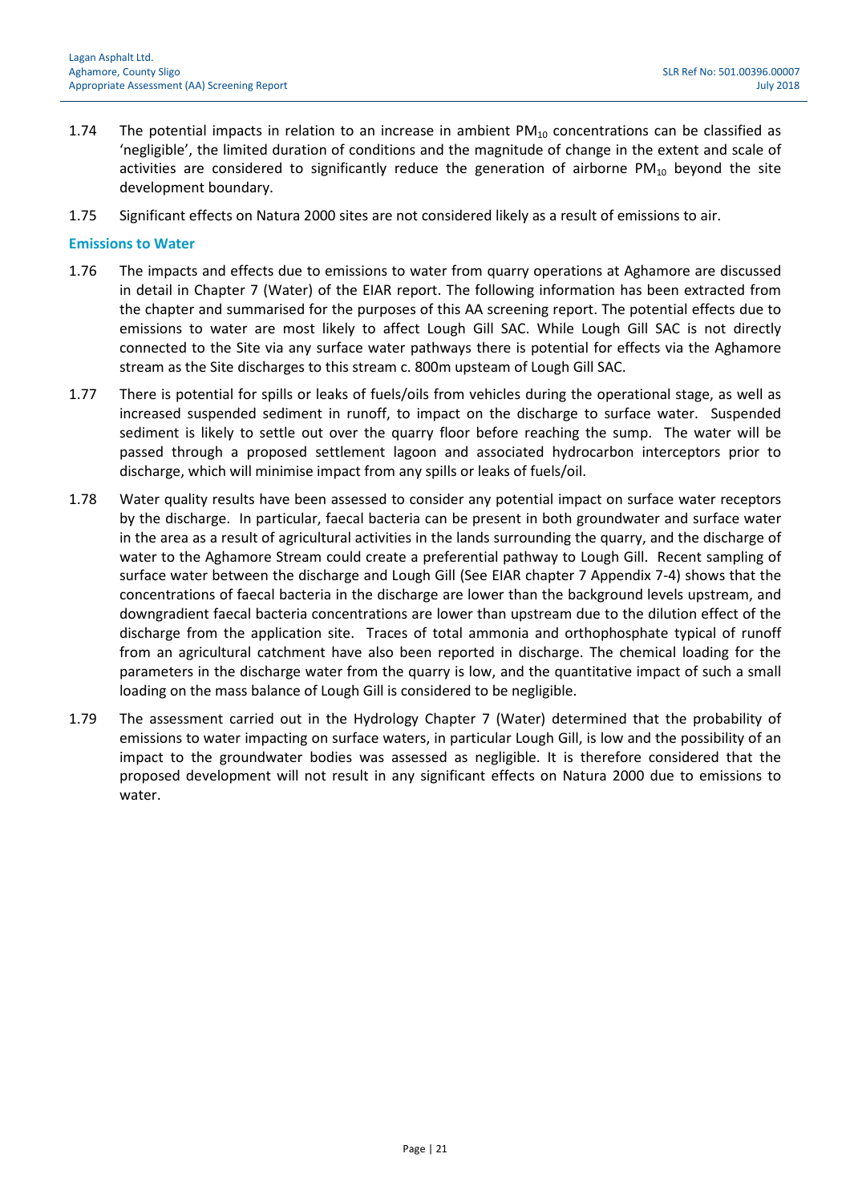1.74 The potential impacts in relation to an increase in ambient $PM_{10}$ concentrations can be classified as 'negligible', the limited duration of conditions and the magnitude of change in the extent and scale of activities are considered to significantly reduce the generation of airborne $PM_{10}$ beyond the site development boundary.

1.75 Significant effects on Natura 2000 sites are not considered likely as a result of emissions to air.

### Emissions to Water

1.76 The impacts and effects due to emissions to water from quarry operations at Aghamore are discussed in detail in Chapter 7 (Water) of the EIAR report. The following information has been extracted from the chapter and summarised for the purposes of this AA screening report. The potential effects due to emissions to water are most likely to affect Lough Gill SAC. While Lough Gill SAC is not directly connected to the Site via any surface water pathways there is potential for effects via the Aghamore stream as the Site discharges to this stream c. 800m upsteam of Lough Gill SAC.

1.77 There is potential for spills or leaks of fuels/oils from vehicles during the operational stage, as well as increased suspended sediment in runoff, to impact on the discharge to surface water. Suspended sediment is likely to settle out over the quarry floor before reaching the sump. The water will be passed through a proposed settlement lagoon and associated hydrocarbon interceptors prior to discharge, which will minimise impact from any spills or leaks of fuels/oil.

1.78 Water quality results have been assessed to consider any potential impact on surface water receptors by the discharge. In particular, faecal bacteria can be present in both groundwater and surface water in the area as a result of agricultural activities in the lands surrounding the quarry, and the discharge of water to the Aghamore Stream could create a preferential pathway to Lough Gill. Recent sampling of surface water between the discharge and Lough Gill (See EIAR chapter 7 Appendix 7-4) shows that the concentrations of faecal bacteria in the discharge are lower than the background levels upstream, and downgradient faecal bacteria concentrations are lower than upstream due to the dilution effect of the discharge from the application site. Traces of total ammonia and orthophosphate typical of runoff from an agricultural catchment have also been reported in discharge. The chemical loading for the parameters in the discharge water from the quarry is low, and the quantitative impact of such a small loading on the mass balance of Lough Gill is considered to be negligible.

1.79 The assessment carried out in the Hydrology Chapter 7 (Water) determined that the probability of emissions to water impacting on surface waters, in particular Lough Gill, is low and the possibility of an impact to the groundwater bodies was assessed as negligible. It is therefore considered that the proposed development will not result in any significant effects on Natura 2000 due to emissions to water.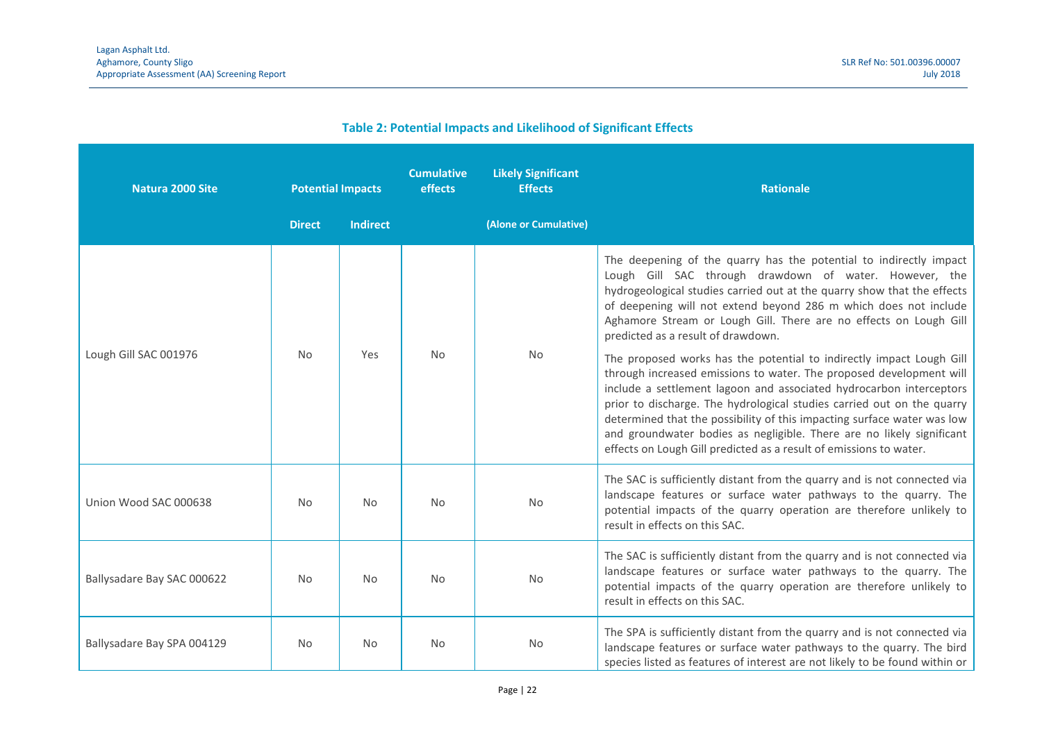**Table 2: Potential Impacts and Likelihood of Significant Effects**

| Natura 2000 Site | Potential Impacts | | Cumulative effects | Likely Significant Effects | Rationale |
|---|---|---|---|---|---|
| | Direct | Indirect | | (Alone or Cumulative) | |
| Lough Gill SAC 001976 | No | Yes | No | No | The deepening of the quarry has the potential to indirectly impact Lough Gill SAC through drawdown of water. However, the hydrogeological studies carried out at the quarry show that the effects of deepening will not extend beyond 286 m which does not include Aghamore Stream or Lough Gill. There are no effects on Lough Gill predicted as a result of drawdown.<br><br>The proposed works has the potential to indirectly impact Lough Gill through increased emissions to water. The proposed development will include a settlement lagoon and associated hydrocarbon interceptors prior to discharge. The hydrological studies carried out on the quarry determined that the possibility of this impacting surface water was low and groundwater bodies as negligible. There are no likely significant effects on Lough Gill predicted as a result of emissions to water. |
| Union Wood SAC 000638 | No | No | No | No | The SAC is sufficiently distant from the quarry and is not connected via landscape features or surface water pathways to the quarry. The potential impacts of the quarry operation are therefore unlikely to result in effects on this SAC. |
| Ballysadare Bay SAC 000622 | No | No | No | No | The SAC is sufficiently distant from the quarry and is not connected via landscape features or surface water pathways to the quarry. The potential impacts of the quarry operation are therefore unlikely to result in effects on this SAC. |
| Ballysadare Bay SPA 004129 | No | No | No | No | The SPA is sufficiently distant from the quarry and is not connected via landscape features or surface water pathways to the quarry. The bird species listed as features of interest are not likely to be found within or |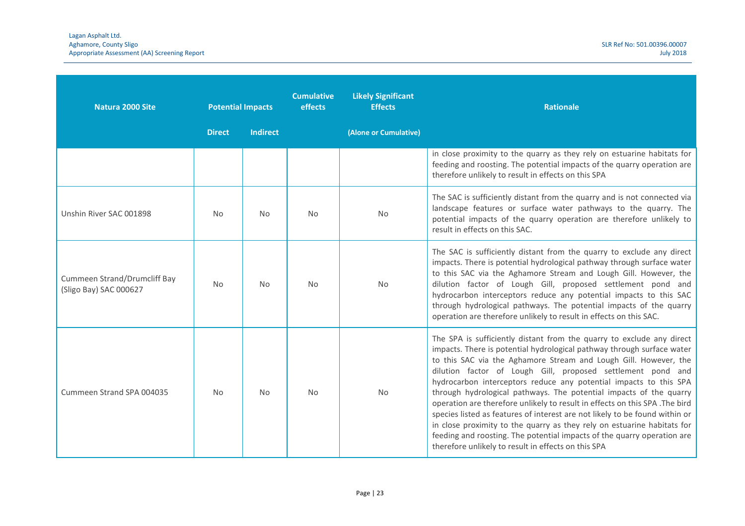| Natura 2000 Site | Potential Impacts | | Cumulative effects | Likely Significant Effects | Rationale |
|---|---|---|---|---|---|
| | Direct | Indirect | | (Alone or Cumulative) | |
| | | | | | in close proximity to the quarry as they rely on estuarine habitats for feeding and roosting. The potential impacts of the quarry operation are therefore unlikely to result in effects on this SPA |
| Unshin River SAC 001898 | No | No | No | No | The SAC is sufficiently distant from the quarry and is not connected via landscape features or surface water pathways to the quarry. The potential impacts of the quarry operation are therefore unlikely to result in effects on this SAC. |
| Cummeen Strand/Drumcliff Bay (Sligo Bay) SAC 000627 | No | No | No | No | The SAC is sufficiently distant from the quarry to exclude any direct impacts. There is potential hydrological pathway through surface water to this SAC via the Aghamore Stream and Lough Gill. However, the dilution factor of Lough Gill, proposed settlement pond and hydrocarbon interceptors reduce any potential impacts to this SAC through hydrological pathways. The potential impacts of the quarry operation are therefore unlikely to result in effects on this SAC. |
| Cummeen Strand SPA 004035 | No | No | No | No | The SPA is sufficiently distant from the quarry to exclude any direct impacts. There is potential hydrological pathway through surface water to this SAC via the Aghamore Stream and Lough Gill. However, the dilution factor of Lough Gill, proposed settlement pond and hydrocarbon interceptors reduce any potential impacts to this SPA through hydrological pathways. The potential impacts of the quarry operation are therefore unlikely to result in effects on this SPA .The bird species listed as features of interest are not likely to be found within or in close proximity to the quarry as they rely on estuarine habitats for feeding and roosting. The potential impacts of the quarry operation are therefore unlikely to result in effects on this SPA |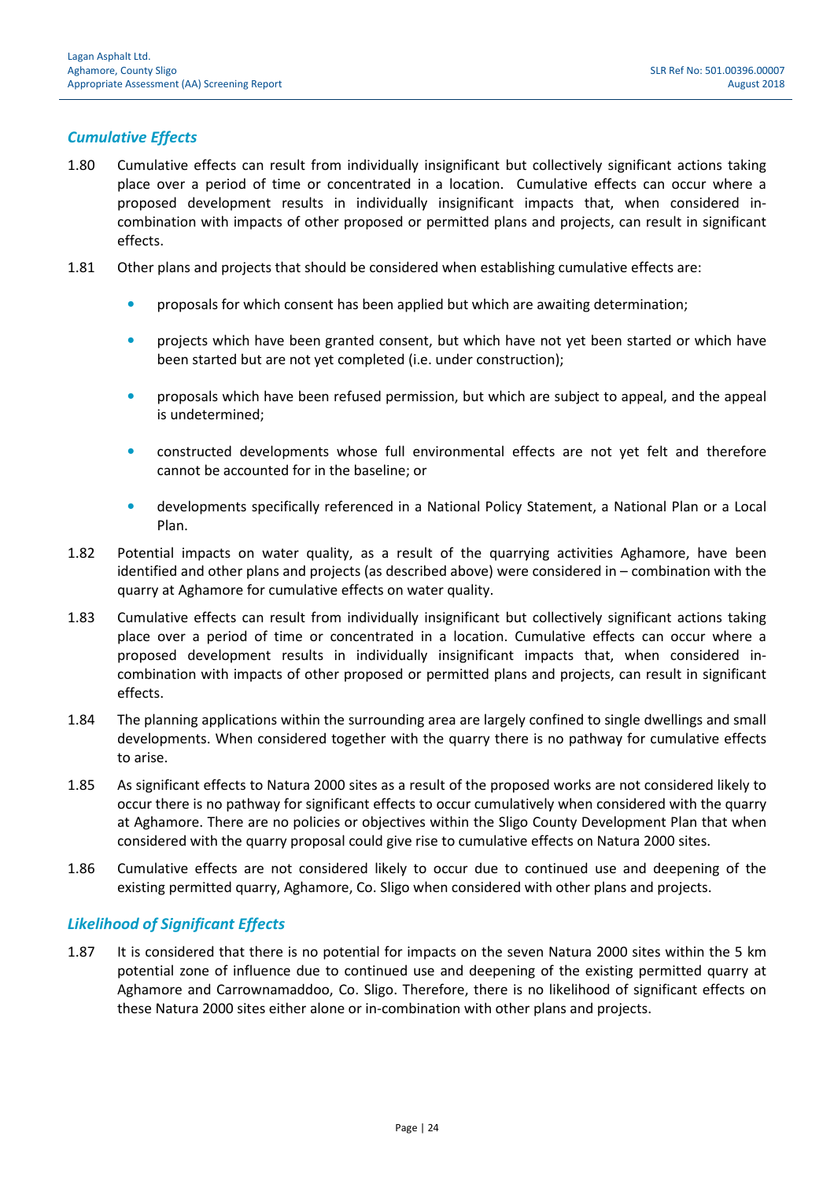### *Cumulative Effects*

1.80 Cumulative effects can result from individually insignificant but collectively significant actions taking place over a period of time or concentrated in a location. Cumulative effects can occur where a proposed development results in individually insignificant impacts that, when considered in-combination with impacts of other proposed or permitted plans and projects, can result in significant effects.

1.81 Other plans and projects that should be considered when establishing cumulative effects are:

- proposals for which consent has been applied but which are awaiting determination;
- projects which have been granted consent, but which have not yet been started or which have been started but are not yet completed (i.e. under construction);
- proposals which have been refused permission, but which are subject to appeal, and the appeal is undetermined;
- constructed developments whose full environmental effects are not yet felt and therefore cannot be accounted for in the baseline; or
- developments specifically referenced in a National Policy Statement, a National Plan or a Local Plan.

1.82 Potential impacts on water quality, as a result of the quarrying activities Aghamore, have been identified and other plans and projects (as described above) were considered in – combination with the quarry at Aghamore for cumulative effects on water quality.

1.83 Cumulative effects can result from individually insignificant but collectively significant actions taking place over a period of time or concentrated in a location. Cumulative effects can occur where a proposed development results in individually insignificant impacts that, when considered in-combination with impacts of other proposed or permitted plans and projects, can result in significant effects.

1.84 The planning applications within the surrounding area are largely confined to single dwellings and small developments. When considered together with the quarry there is no pathway for cumulative effects to arise.

1.85 As significant effects to Natura 2000 sites as a result of the proposed works are not considered likely to occur there is no pathway for significant effects to occur cumulatively when considered with the quarry at Aghamore. There are no policies or objectives within the Sligo County Development Plan that when considered with the quarry proposal could give rise to cumulative effects on Natura 2000 sites.

1.86 Cumulative effects are not considered likely to occur due to continued use and deepening of the existing permitted quarry, Aghamore, Co. Sligo when considered with other plans and projects.

### *Likelihood of Significant Effects*

1.87 It is considered that there is no potential for impacts on the seven Natura 2000 sites within the 5 km potential zone of influence due to continued use and deepening of the existing permitted quarry at Aghamore and Carrownamaddoo, Co. Sligo. Therefore, there is no likelihood of significant effects on these Natura 2000 sites either alone or in-combination with other plans and projects.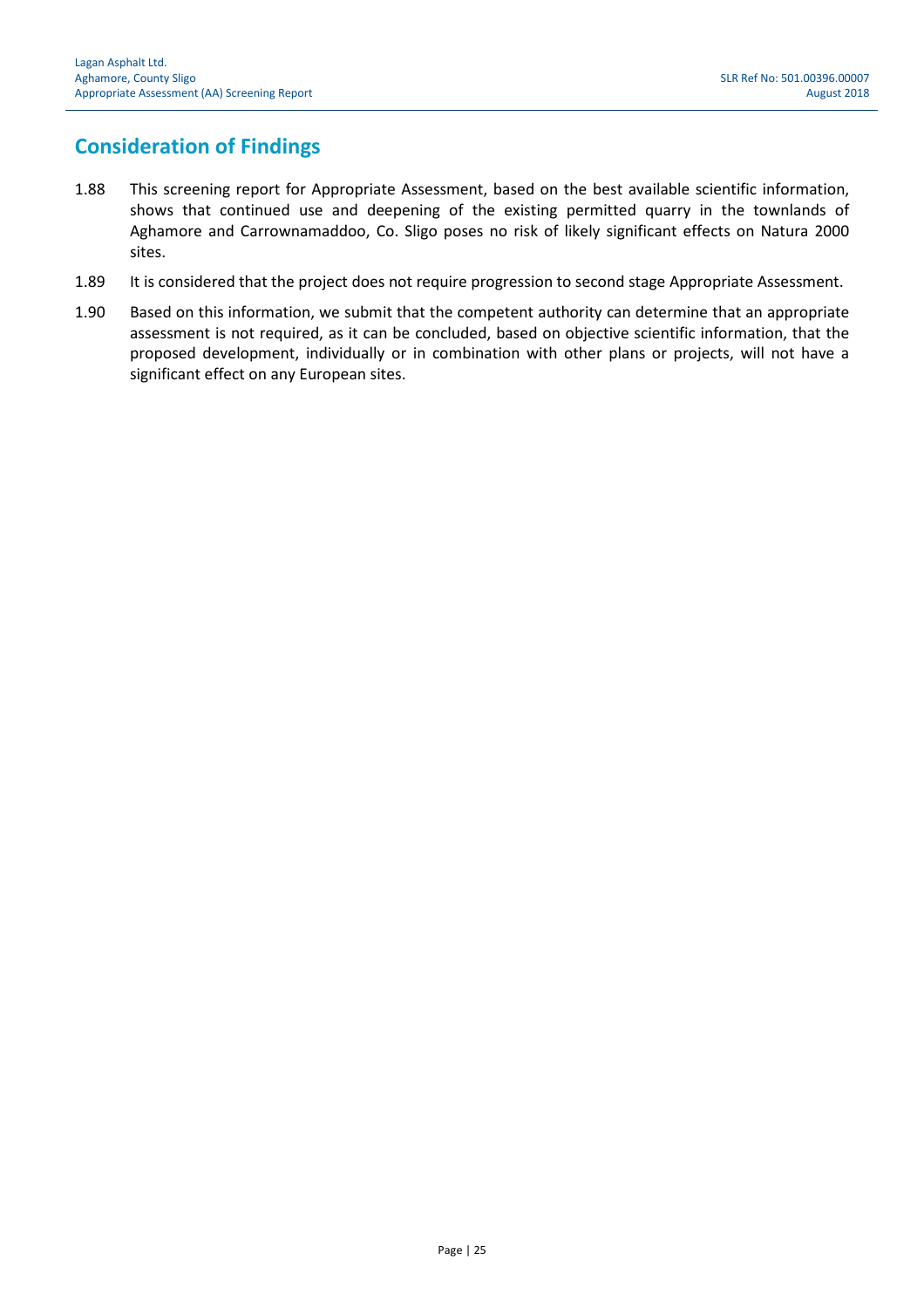## Consideration of Findings

1.88 This screening report for Appropriate Assessment, based on the best available scientific information, shows that continued use and deepening of the existing permitted quarry in the townlands of Aghamore and Carrownamaddoo, Co. Sligo poses no risk of likely significant effects on Natura 2000 sites.

1.89 It is considered that the project does not require progression to second stage Appropriate Assessment.

1.90 Based on this information, we submit that the competent authority can determine that an appropriate assessment is not required, as it can be concluded, based on objective scientific information, that the proposed development, individually or in combination with other plans or projects, will not have a significant effect on any European sites.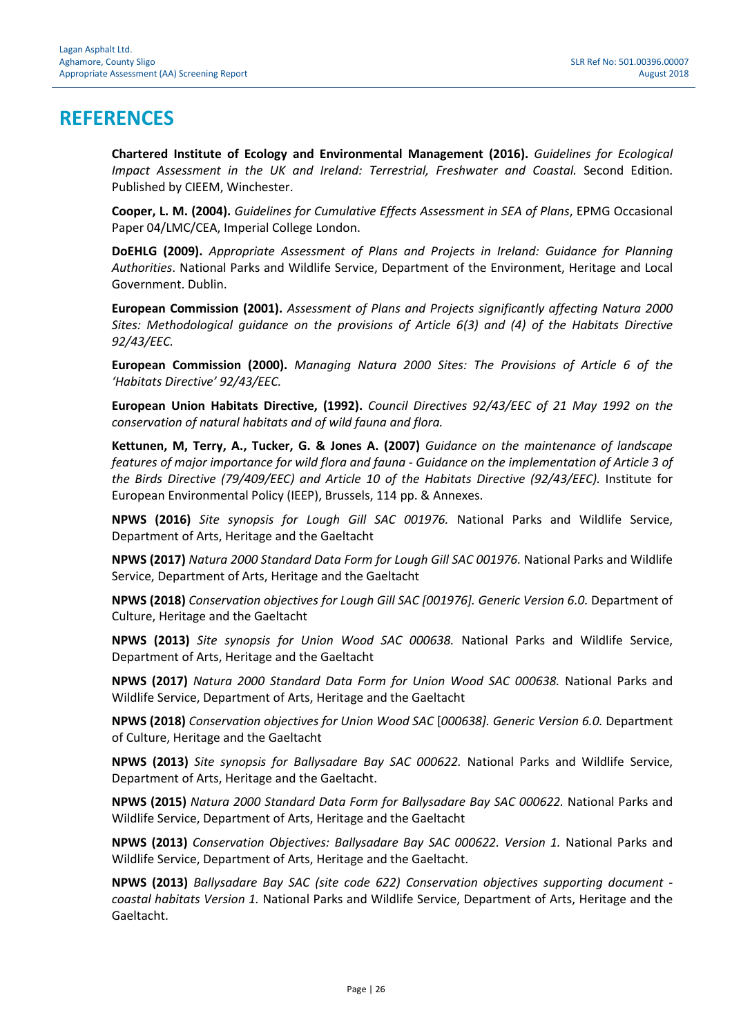# REFERENCES

**Chartered Institute of Ecology and Environmental Management (2016).** *Guidelines for Ecological Impact Assessment in the UK and Ireland: Terrestrial, Freshwater and Coastal.* Second Edition. Published by CIEEM, Winchester.

**Cooper, L. M. (2004).** *Guidelines for Cumulative Effects Assessment in SEA of Plans*, EPMG Occasional Paper 04/LMC/CEA, Imperial College London.

**DoEHLG (2009).** *Appropriate Assessment of Plans and Projects in Ireland: Guidance for Planning Authorities*. National Parks and Wildlife Service, Department of the Environment, Heritage and Local Government. Dublin.

**European Commission (2001).** *Assessment of Plans and Projects significantly affecting Natura 2000 Sites: Methodological guidance on the provisions of Article 6(3) and (4) of the Habitats Directive 92/43/EEC.*

**European Commission (2000).** *Managing Natura 2000 Sites: The Provisions of Article 6 of the 'Habitats Directive' 92/43/EEC.*

**European Union Habitats Directive, (1992).** *Council Directives 92/43/EEC of 21 May 1992 on the conservation of natural habitats and of wild fauna and flora.*

**Kettunen, M, Terry, A., Tucker, G. & Jones A. (2007)** *Guidance on the maintenance of landscape features of major importance for wild flora and fauna - Guidance on the implementation of Article 3 of the Birds Directive (79/409/EEC) and Article 10 of the Habitats Directive (92/43/EEC).* Institute for European Environmental Policy (IEEP), Brussels, 114 pp. & Annexes.

**NPWS (2016)** *Site synopsis for Lough Gill SAC 001976.* National Parks and Wildlife Service, Department of Arts, Heritage and the Gaeltacht

**NPWS (2017)** *Natura 2000 Standard Data Form for Lough Gill SAC 001976.* National Parks and Wildlife Service, Department of Arts, Heritage and the Gaeltacht

**NPWS (2018)** *Conservation objectives for Lough Gill SAC [001976]. Generic Version 6.0.* Department of Culture, Heritage and the Gaeltacht

**NPWS (2013)** *Site synopsis for Union Wood SAC 000638.* National Parks and Wildlife Service, Department of Arts, Heritage and the Gaeltacht

**NPWS (2017)** *Natura 2000 Standard Data Form for Union Wood SAC 000638.* National Parks and Wildlife Service, Department of Arts, Heritage and the Gaeltacht

**NPWS (2018)** *Conservation objectives for Union Wood SAC* [*000638*]*. Generic Version 6.0.* Department of Culture, Heritage and the Gaeltacht

**NPWS (2013)** *Site synopsis for Ballysadare Bay SAC 000622.* National Parks and Wildlife Service, Department of Arts, Heritage and the Gaeltacht.

**NPWS (2015)** *Natura 2000 Standard Data Form for Ballysadare Bay SAC 000622.* National Parks and Wildlife Service, Department of Arts, Heritage and the Gaeltacht

**NPWS (2013)** *Conservation Objectives: Ballysadare Bay SAC 000622. Version 1.* National Parks and Wildlife Service, Department of Arts, Heritage and the Gaeltacht.

**NPWS (2013)** *Ballysadare Bay SAC (site code 622) Conservation objectives supporting document - coastal habitats Version 1.* National Parks and Wildlife Service, Department of Arts, Heritage and the Gaeltacht.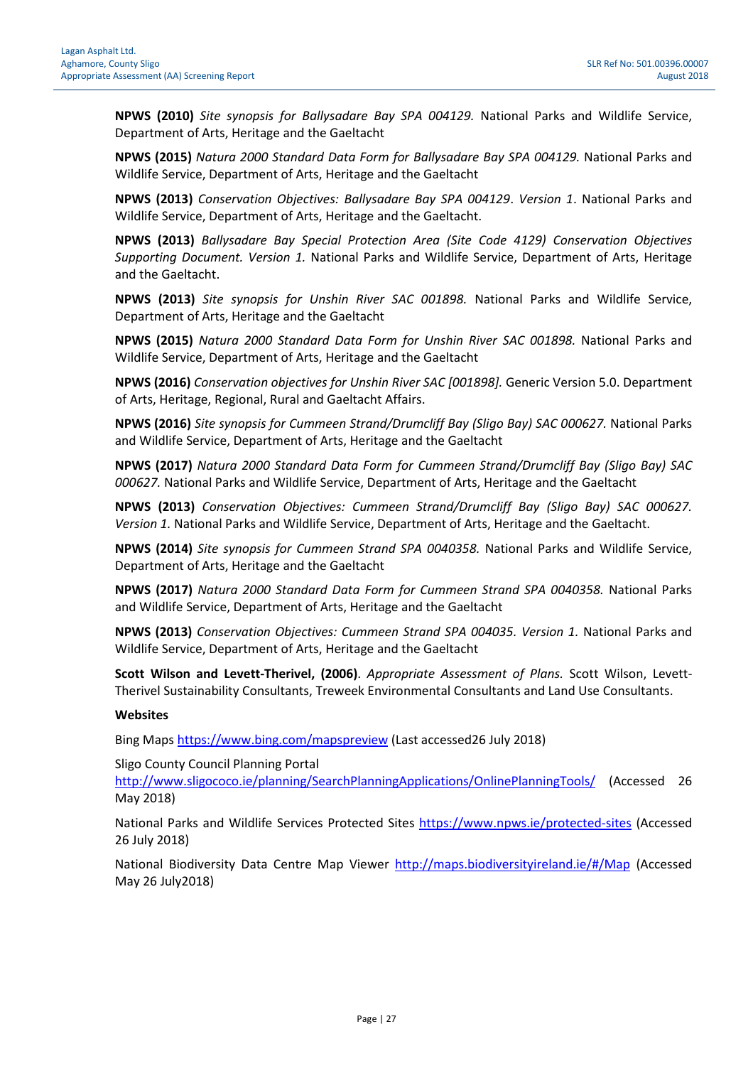**NPWS (2010)** *Site synopsis for Ballysadare Bay SPA 004129.* National Parks and Wildlife Service, Department of Arts, Heritage and the Gaeltacht

**NPWS (2015)** *Natura 2000 Standard Data Form for Ballysadare Bay SPA 004129.* National Parks and Wildlife Service, Department of Arts, Heritage and the Gaeltacht

**NPWS (2013)** *Conservation Objectives: Ballysadare Bay SPA 004129*. *Version 1*. National Parks and Wildlife Service, Department of Arts, Heritage and the Gaeltacht.

**NPWS (2013)** *Ballysadare Bay Special Protection Area (Site Code 4129) Conservation Objectives Supporting Document. Version 1.* National Parks and Wildlife Service, Department of Arts, Heritage and the Gaeltacht.

**NPWS (2013)** *Site synopsis for Unshin River SAC 001898.* National Parks and Wildlife Service, Department of Arts, Heritage and the Gaeltacht

**NPWS (2015)** *Natura 2000 Standard Data Form for Unshin River SAC 001898.* National Parks and Wildlife Service, Department of Arts, Heritage and the Gaeltacht

**NPWS (2016)** *Conservation objectives for Unshin River SAC [001898].* Generic Version 5.0. Department of Arts, Heritage, Regional, Rural and Gaeltacht Affairs.

**NPWS (2016)** *Site synopsis for Cummeen Strand/Drumcliff Bay (Sligo Bay) SAC 000627.* National Parks and Wildlife Service, Department of Arts, Heritage and the Gaeltacht

**NPWS (2017)** *Natura 2000 Standard Data Form for Cummeen Strand/Drumcliff Bay (Sligo Bay) SAC 000627.* National Parks and Wildlife Service, Department of Arts, Heritage and the Gaeltacht

**NPWS (2013)** *Conservation Objectives: Cummeen Strand/Drumcliff Bay (Sligo Bay) SAC 000627. Version 1.* National Parks and Wildlife Service, Department of Arts, Heritage and the Gaeltacht.

**NPWS (2014)** *Site synopsis for Cummeen Strand SPA 0040358.* National Parks and Wildlife Service, Department of Arts, Heritage and the Gaeltacht

**NPWS (2017)** *Natura 2000 Standard Data Form for Cummeen Strand SPA 0040358.* National Parks and Wildlife Service, Department of Arts, Heritage and the Gaeltacht

**NPWS (2013)** *Conservation Objectives: Cummeen Strand SPA 004035. Version 1.* National Parks and Wildlife Service, Department of Arts, Heritage and the Gaeltacht

**Scott Wilson and Levett-Therivel, (2006)**. *Appropriate Assessment of Plans.* Scott Wilson, Levett-Therivel Sustainability Consultants, Treweek Environmental Consultants and Land Use Consultants.

**Websites**

Bing Maps https://www.bing.com/mapspreview (Last accessed26 July 2018)

Sligo County Council Planning Portal http://www.sligococo.ie/planning/SearchPlanningApplications/OnlinePlanningTools/ (Accessed 26 May 2018)

National Parks and Wildlife Services Protected Sites https://www.npws.ie/protected-sites (Accessed 26 July 2018)

National Biodiversity Data Centre Map Viewer http://maps.biodiversityireland.ie/#/Map (Accessed May 26 July2018)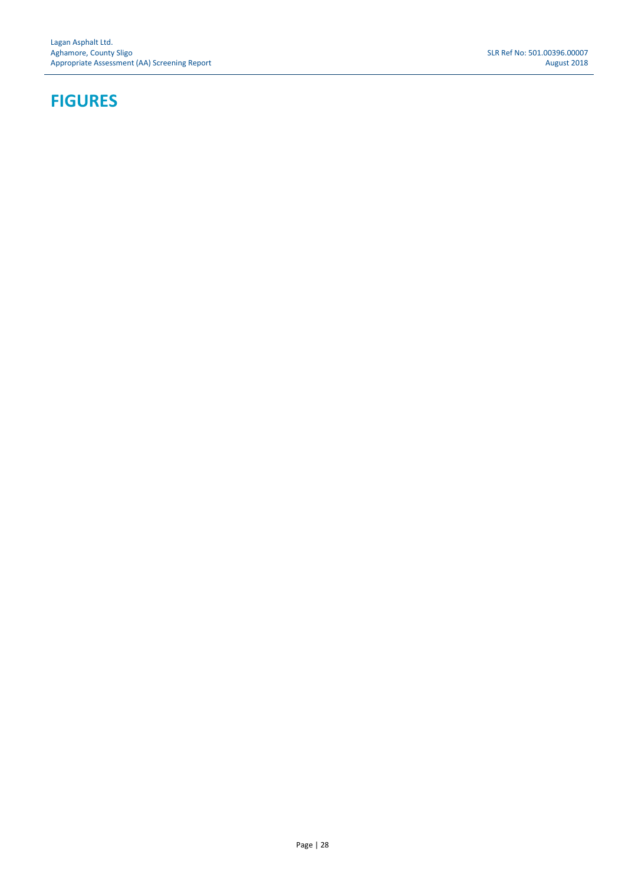# FIGURES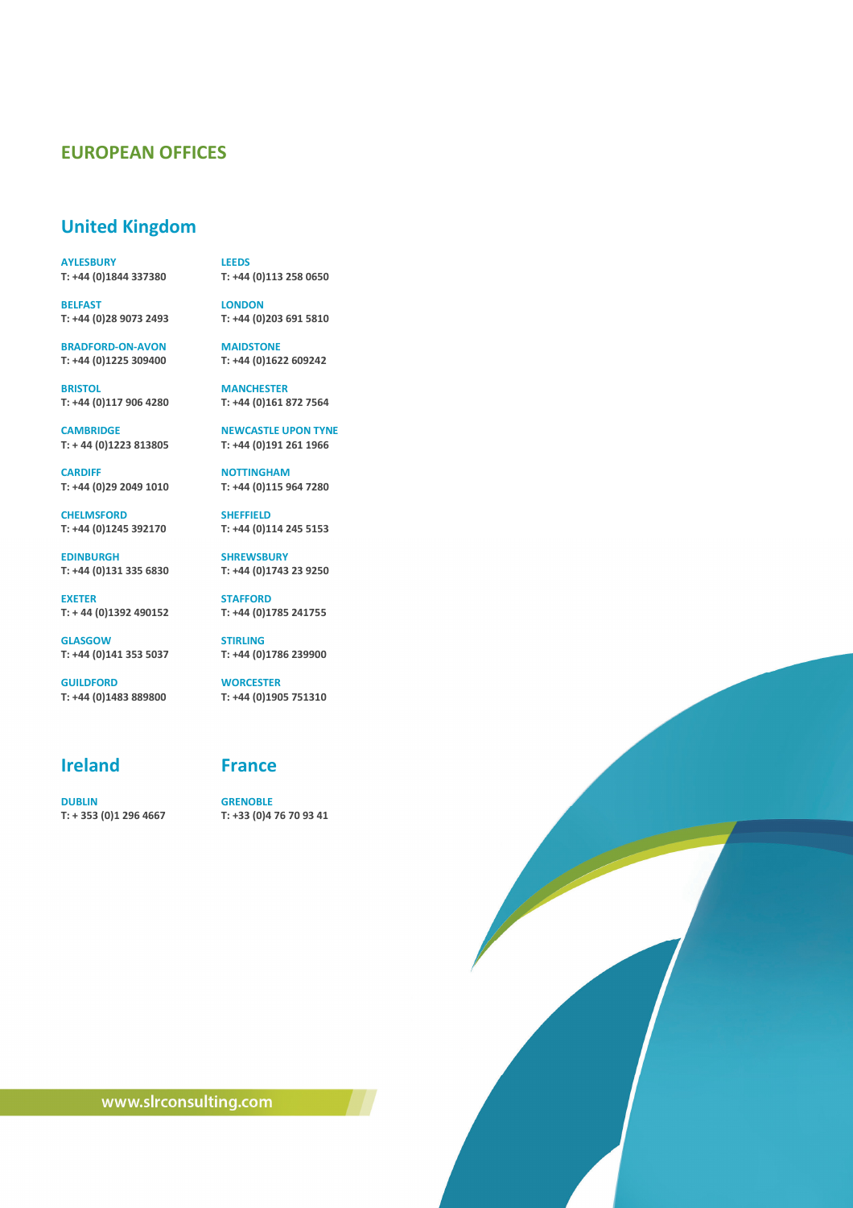# EUROPEAN OFFICES

## United Kingdom

**AYLESBURY**
**T: +44 (0)1844 337380**

**BELFAST**
**T: +44 (0)28 9073 2493**

**BRADFORD-ON-AVON**
**T: +44 (0)1225 309400**

**BRISTOL**
**T: +44 (0)117 906 4280**

**CAMBRIDGE**
**T: + 44 (0)1223 813805**

**CARDIFF**
**T: +44 (0)29 2049 1010**

**CHELMSFORD**
**T: +44 (0)1245 392170**

**EDINBURGH**
**T: +44 (0)131 335 6830**

**EXETER**
**T: + 44 (0)1392 490152**

**GLASGOW**
**T: +44 (0)141 353 5037**

**GUILDFORD**
**T: +44 (0)1483 889800**

**LEEDS**
**T: +44 (0)113 258 0650**

**LONDON**
**T: +44 (0)203 691 5810**

**MAIDSTONE**
**T: +44 (0)1622 609242**

**MANCHESTER**
**T: +44 (0)161 872 7564**

**NEWCASTLE UPON TYNE**
**T: +44 (0)191 261 1966**

**NOTTINGHAM**
**T: +44 (0)115 964 7280**

**SHEFFIELD**
**T: +44 (0)114 245 5153**

**SHREWSBURY**
**T: +44 (0)1743 23 9250**

**STAFFORD**
**T: +44 (0)1785 241755**

**STIRLING**
**T: +44 (0)1786 239900**

**WORCESTER**
**T: +44 (0)1905 751310**

## Ireland

**DUBLIN**
**T: + 353 (0)1 296 4667**

## France

**GRENOBLE**
**T: +33 (0)4 76 70 93 41**

www.slrconsulting.com